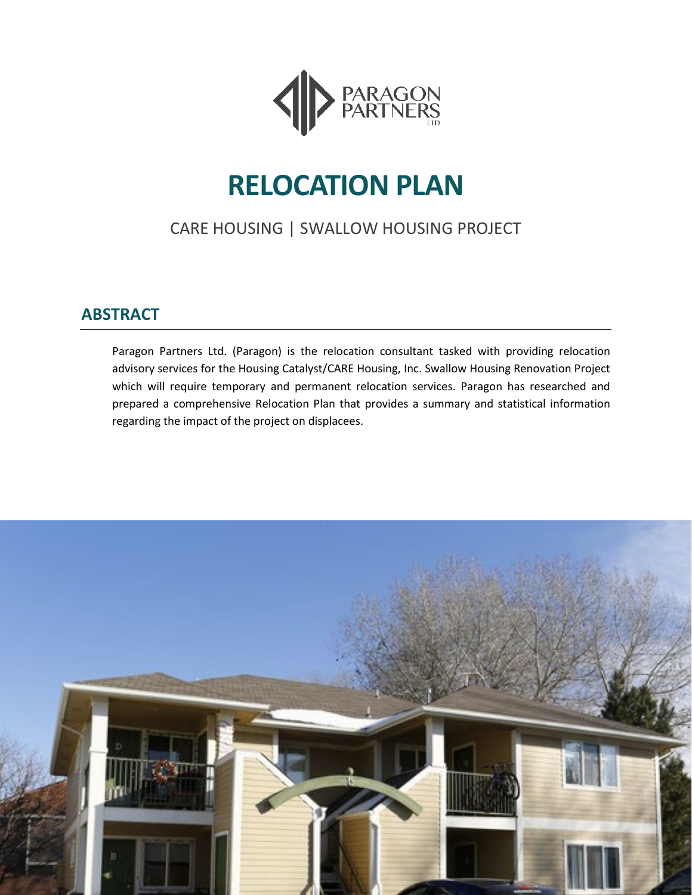PARAGON PARTNERS LTD

# RELOCATION PLAN

CARE HOUSING | SWALLOW HOUSING PROJECT

## ABSTRACT

Paragon Partners Ltd. (Paragon) is the relocation consultant tasked with providing relocation advisory services for the Housing Catalyst/CARE Housing, Inc. Swallow Housing Renovation Project which will require temporary and permanent relocation services. Paragon has researched and prepared a comprehensive Relocation Plan that provides a summary and statistical information regarding the impact of the project on displacees.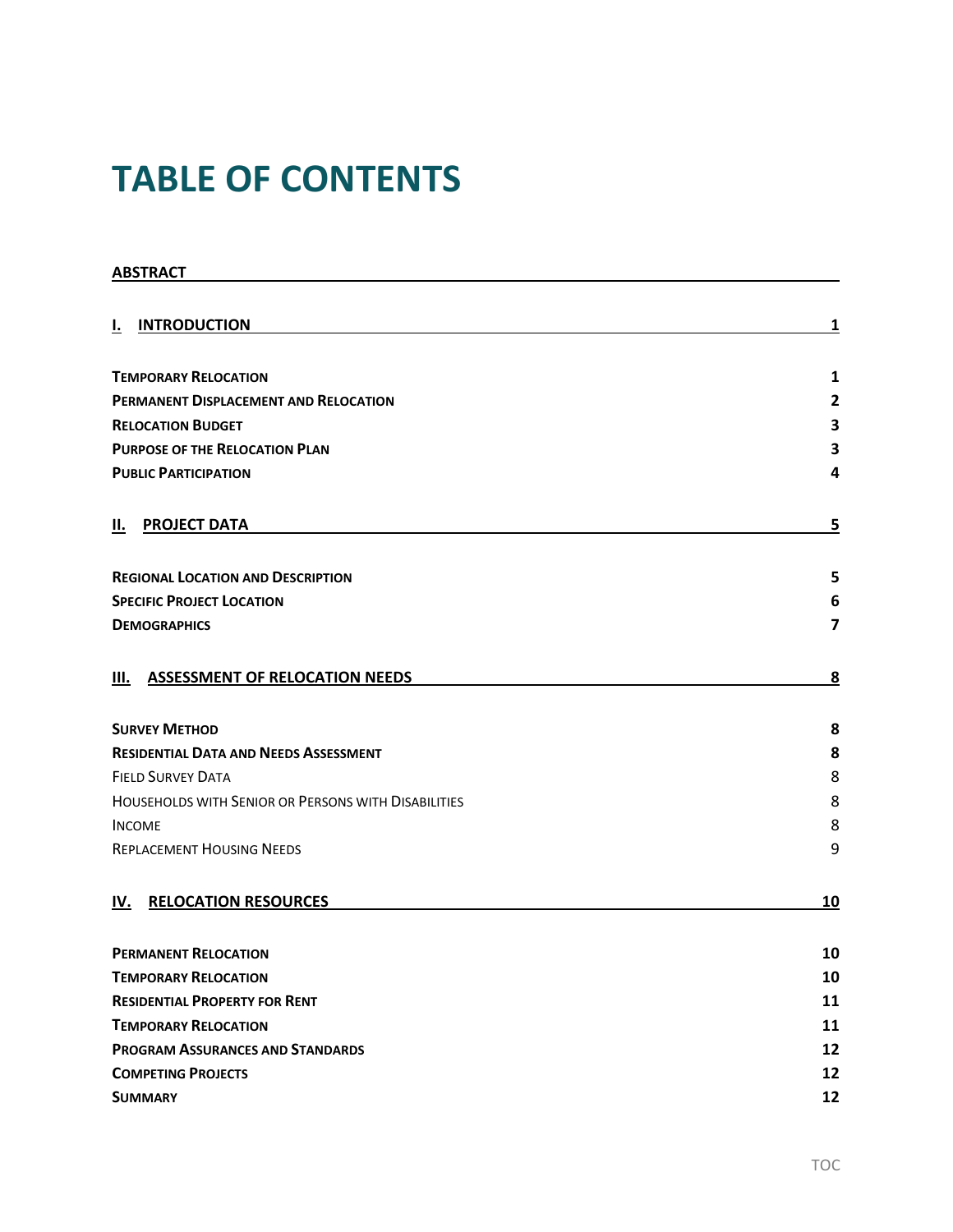# TABLE OF CONTENTS

**ABSTRACT**

**I. INTRODUCTION** 1

- **Temporary Relocation** 1
- **Permanent Displacement and Relocation** 2
- **Relocation Budget** 3
- **Purpose of the Relocation Plan** 3
- **Public Participation** 4

**II. PROJECT DATA** 5

- **Regional Location and Description** 5
- **Specific Project Location** 6
- **Demographics** 7

**III. ASSESSMENT OF RELOCATION NEEDS** 8

- **Survey Method** 8
- **Residential Data and Needs Assessment** 8
- Field Survey Data 8
- Households with Senior or Persons with Disabilities 8
- Income 8
- Replacement Housing Needs 9

**IV. RELOCATION RESOURCES** 10

- **Permanent Relocation** 10
- **Temporary Relocation** 10
- **Residential Property for Rent** 11
- **Temporary Relocation** 11
- **Program Assurances and Standards** 12
- **Competing Projects** 12
- **Summary** 12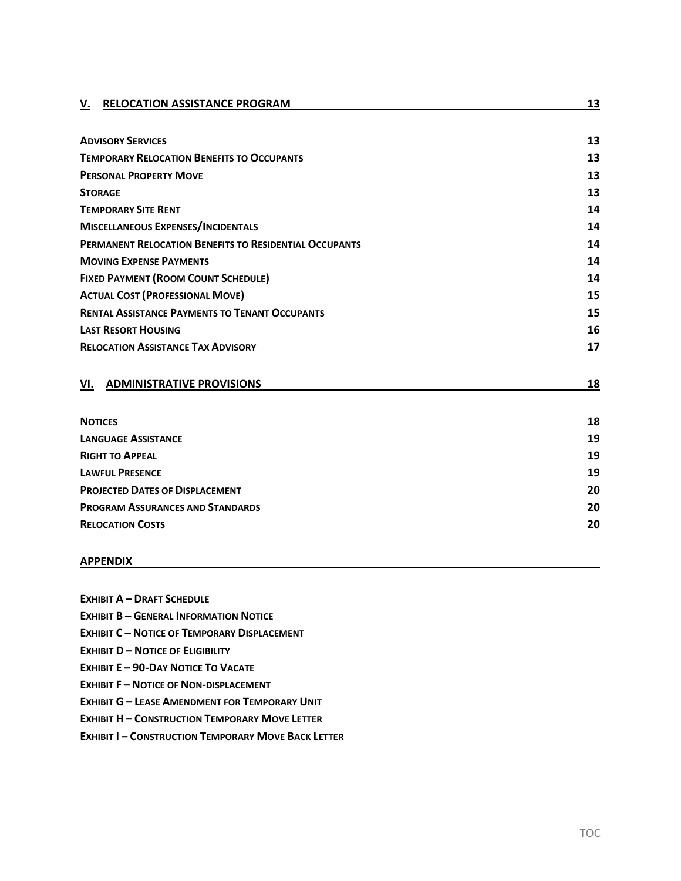**V. RELOCATION ASSISTANCE PROGRAM** 13

**ADVISORY SERVICES** 13
**TEMPORARY RELOCATION BENEFITS TO OCCUPANTS** 13
**PERSONAL PROPERTY MOVE** 13
**STORAGE** 13
**TEMPORARY SITE RENT** 14
**MISCELLANEOUS EXPENSES/INCIDENTALS** 14
**PERMANENT RELOCATION BENEFITS TO RESIDENTIAL OCCUPANTS** 14
**MOVING EXPENSE PAYMENTS** 14
**FIXED PAYMENT (ROOM COUNT SCHEDULE)** 14
**ACTUAL COST (PROFESSIONAL MOVE)** 15
**RENTAL ASSISTANCE PAYMENTS TO TENANT OCCUPANTS** 15
**LAST RESORT HOUSING** 16
**RELOCATION ASSISTANCE TAX ADVISORY** 17

**VI. ADMINISTRATIVE PROVISIONS** 18

**NOTICES** 18
**LANGUAGE ASSISTANCE** 19
**RIGHT TO APPEAL** 19
**LAWFUL PRESENCE** 19
**PROJECTED DATES OF DISPLACEMENT** 20
**PROGRAM ASSURANCES AND STANDARDS** 20
**RELOCATION COSTS** 20

**APPENDIX**

**EXHIBIT A – DRAFT SCHEDULE**
**EXHIBIT B – GENERAL INFORMATION NOTICE**
**EXHIBIT C – NOTICE OF TEMPORARY DISPLACEMENT**
**EXHIBIT D – NOTICE OF ELIGIBILITY**
**EXHIBIT E – 90-DAY NOTICE TO VACATE**
**EXHIBIT F – NOTICE OF NON-DISPLACEMENT**
**EXHIBIT G – LEASE AMENDMENT FOR TEMPORARY UNIT**
**EXHIBIT H – CONSTRUCTION TEMPORARY MOVE LETTER**
**EXHIBIT I – CONSTRUCTION TEMPORARY MOVE BACK LETTER**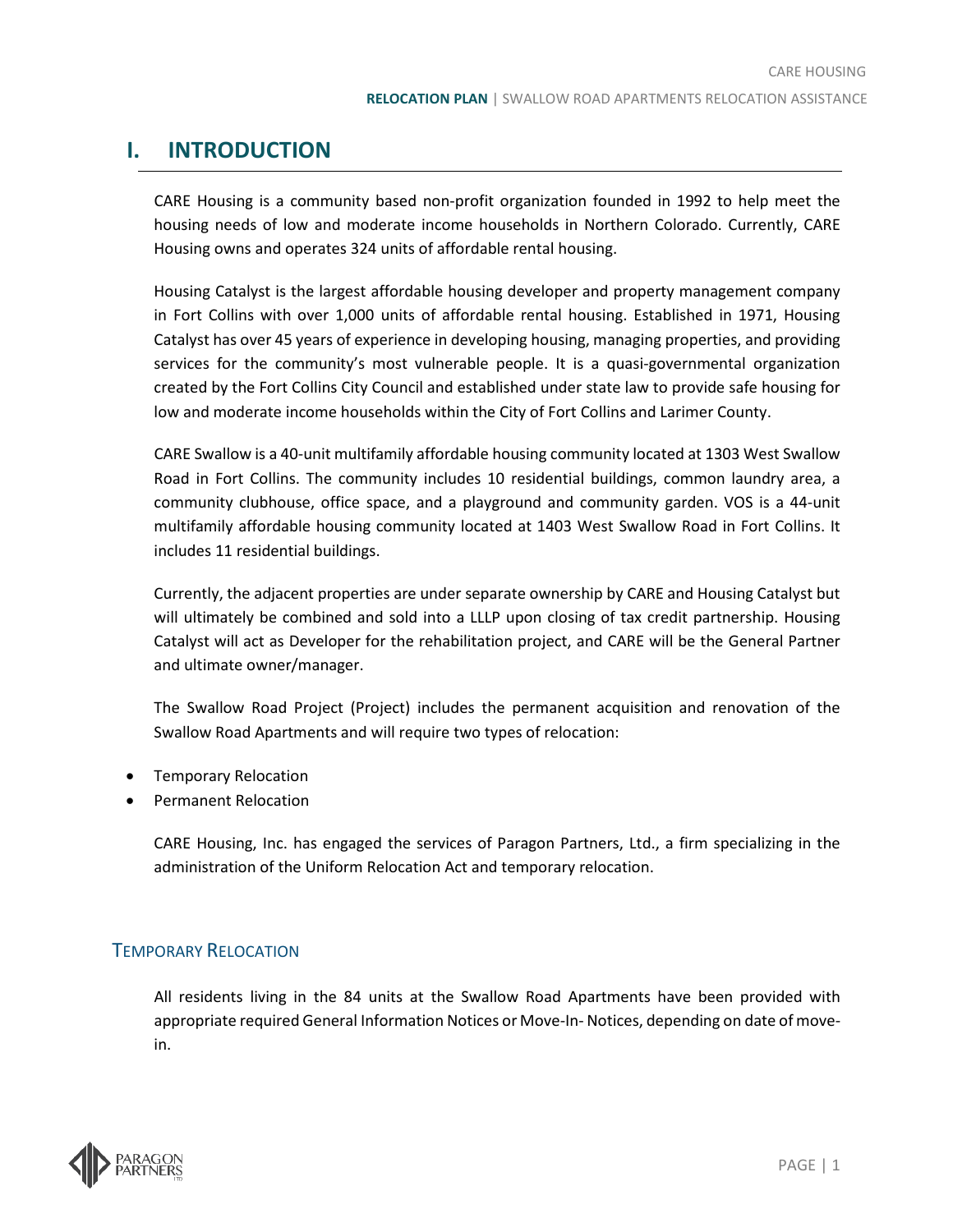# I. INTRODUCTION

CARE Housing is a community based non-profit organization founded in 1992 to help meet the housing needs of low and moderate income households in Northern Colorado. Currently, CARE Housing owns and operates 324 units of affordable rental housing.

Housing Catalyst is the largest affordable housing developer and property management company in Fort Collins with over 1,000 units of affordable rental housing. Established in 1971, Housing Catalyst has over 45 years of experience in developing housing, managing properties, and providing services for the community's most vulnerable people. It is a quasi-governmental organization created by the Fort Collins City Council and established under state law to provide safe housing for low and moderate income households within the City of Fort Collins and Larimer County.

CARE Swallow is a 40-unit multifamily affordable housing community located at 1303 West Swallow Road in Fort Collins. The community includes 10 residential buildings, common laundry area, a community clubhouse, office space, and a playground and community garden. VOS is a 44-unit multifamily affordable housing community located at 1403 West Swallow Road in Fort Collins. It includes 11 residential buildings.

Currently, the adjacent properties are under separate ownership by CARE and Housing Catalyst but will ultimately be combined and sold into a LLLP upon closing of tax credit partnership. Housing Catalyst will act as Developer for the rehabilitation project, and CARE will be the General Partner and ultimate owner/manager.

The Swallow Road Project (Project) includes the permanent acquisition and renovation of the Swallow Road Apartments and will require two types of relocation:

- Temporary Relocation
- Permanent Relocation

CARE Housing, Inc. has engaged the services of Paragon Partners, Ltd., a firm specializing in the administration of the Uniform Relocation Act and temporary relocation.

## Temporary Relocation

All residents living in the 84 units at the Swallow Road Apartments have been provided with appropriate required General Information Notices or Move-In- Notices, depending on date of move-in.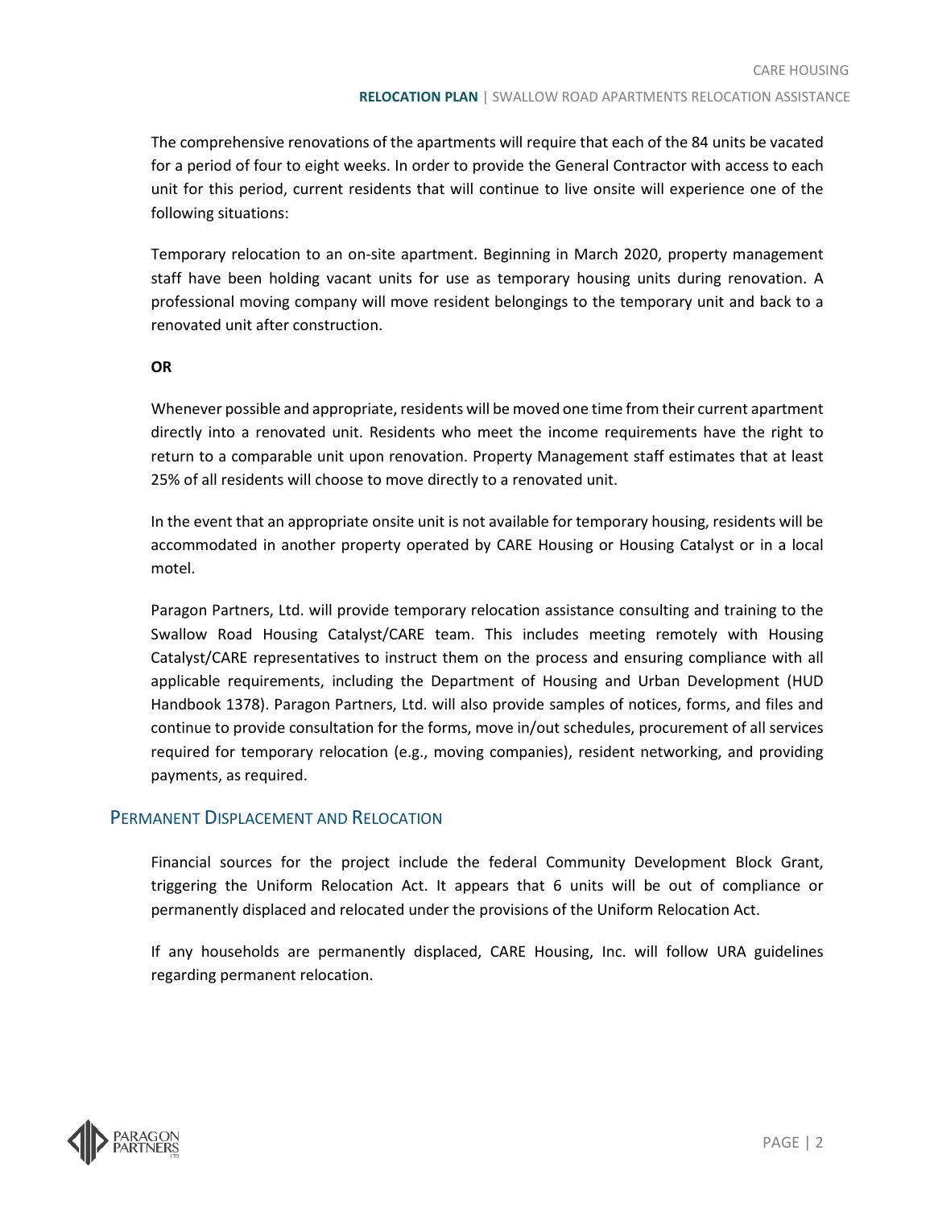The comprehensive renovations of the apartments will require that each of the 84 units be vacated for a period of four to eight weeks. In order to provide the General Contractor with access to each unit for this period, current residents that will continue to live onsite will experience one of the following situations:

Temporary relocation to an on-site apartment. Beginning in March 2020, property management staff have been holding vacant units for use as temporary housing units during renovation. A professional moving company will move resident belongings to the temporary unit and back to a renovated unit after construction.

**OR**

Whenever possible and appropriate, residents will be moved one time from their current apartment directly into a renovated unit. Residents who meet the income requirements have the right to return to a comparable unit upon renovation. Property Management staff estimates that at least 25% of all residents will choose to move directly to a renovated unit.

In the event that an appropriate onsite unit is not available for temporary housing, residents will be accommodated in another property operated by CARE Housing or Housing Catalyst or in a local motel.

Paragon Partners, Ltd. will provide temporary relocation assistance consulting and training to the Swallow Road Housing Catalyst/CARE team. This includes meeting remotely with Housing Catalyst/CARE representatives to instruct them on the process and ensuring compliance with all applicable requirements, including the Department of Housing and Urban Development (HUD Handbook 1378). Paragon Partners, Ltd. will also provide samples of notices, forms, and files and continue to provide consultation for the forms, move in/out schedules, procurement of all services required for temporary relocation (e.g., moving companies), resident networking, and providing payments, as required.

## Permanent Displacement and Relocation

Financial sources for the project include the federal Community Development Block Grant, triggering the Uniform Relocation Act. It appears that 6 units will be out of compliance or permanently displaced and relocated under the provisions of the Uniform Relocation Act.

If any households are permanently displaced, CARE Housing, Inc. will follow URA guidelines regarding permanent relocation.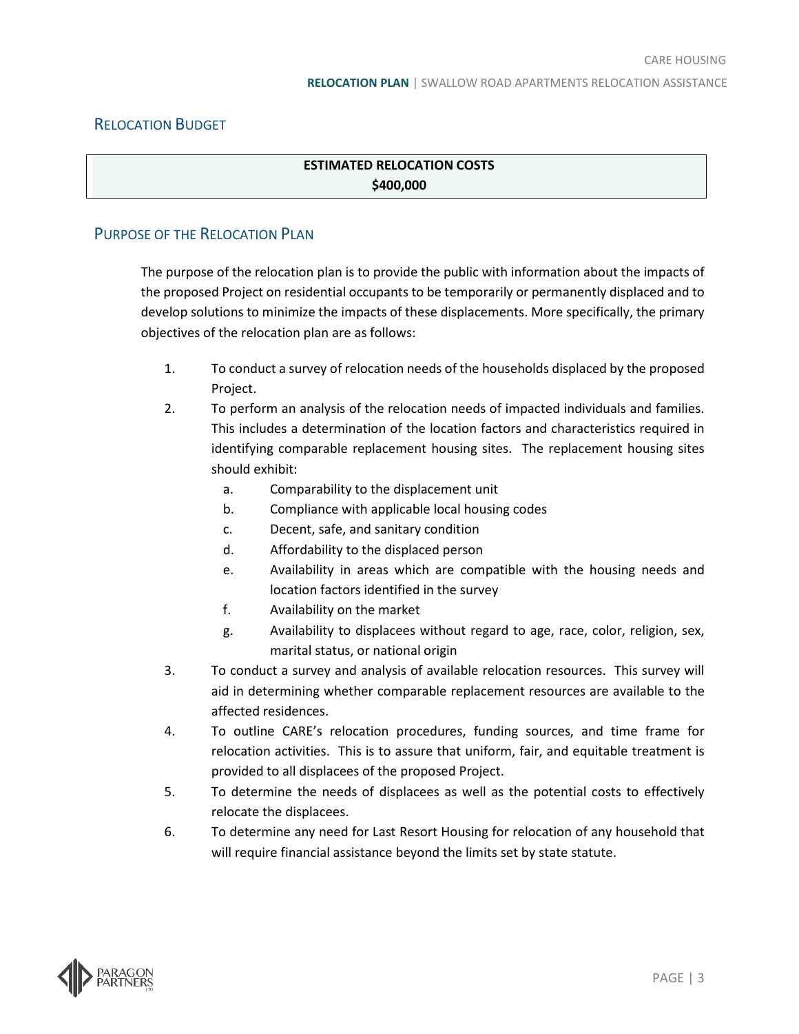## Relocation Budget

| ESTIMATED RELOCATION COSTS<br>$400,000 |
|---|

## Purpose of the Relocation Plan

The purpose of the relocation plan is to provide the public with information about the impacts of the proposed Project on residential occupants to be temporarily or permanently displaced and to develop solutions to minimize the impacts of these displacements. More specifically, the primary objectives of the relocation plan are as follows:

1. To conduct a survey of relocation needs of the households displaced by the proposed Project.
2. To perform an analysis of the relocation needs of impacted individuals and families. This includes a determination of the location factors and characteristics required in identifying comparable replacement housing sites. The replacement housing sites should exhibit:
   a. Comparability to the displacement unit
   b. Compliance with applicable local housing codes
   c. Decent, safe, and sanitary condition
   d. Affordability to the displaced person
   e. Availability in areas which are compatible with the housing needs and location factors identified in the survey
   f. Availability on the market
   g. Availability to displacees without regard to age, race, color, religion, sex, marital status, or national origin
3. To conduct a survey and analysis of available relocation resources. This survey will aid in determining whether comparable replacement resources are available to the affected residences.
4. To outline CARE's relocation procedures, funding sources, and time frame for relocation activities. This is to assure that uniform, fair, and equitable treatment is provided to all displacees of the proposed Project.
5. To determine the needs of displacees as well as the potential costs to effectively relocate the displacees.
6. To determine any need for Last Resort Housing for relocation of any household that will require financial assistance beyond the limits set by state statute.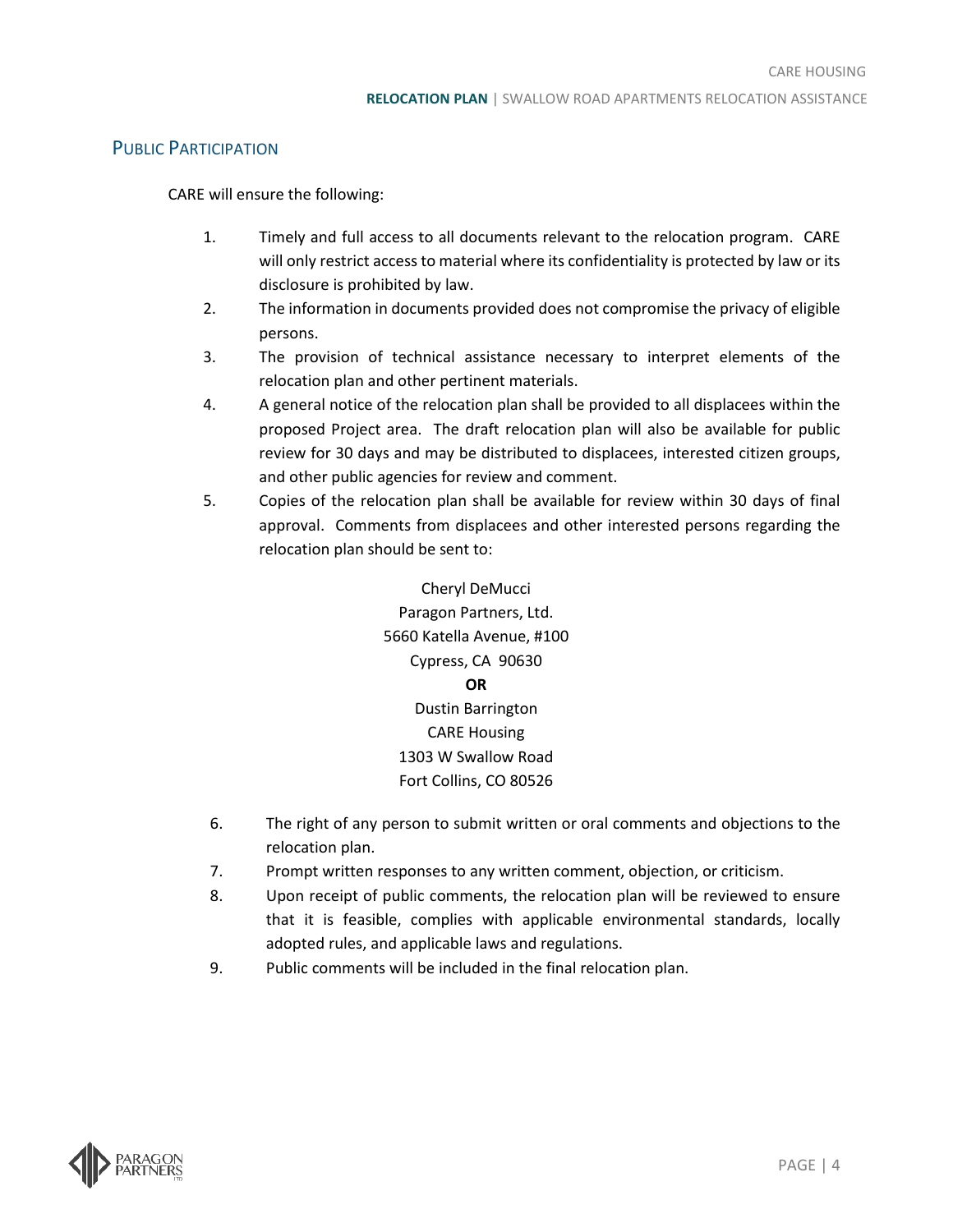## Public Participation

CARE will ensure the following:

1. Timely and full access to all documents relevant to the relocation program. CARE will only restrict access to material where its confidentiality is protected by law or its disclosure is prohibited by law.
2. The information in documents provided does not compromise the privacy of eligible persons.
3. The provision of technical assistance necessary to interpret elements of the relocation plan and other pertinent materials.
4. A general notice of the relocation plan shall be provided to all displacees within the proposed Project area. The draft relocation plan will also be available for public review for 30 days and may be distributed to displacees, interested citizen groups, and other public agencies for review and comment.
5. Copies of the relocation plan shall be available for review within 30 days of final approval. Comments from displacees and other interested persons regarding the relocation plan should be sent to:

   Cheryl DeMucci
   Paragon Partners, Ltd.
   5660 Katella Avenue, #100
   Cypress, CA 90630

   **OR**

   Dustin Barrington
   CARE Housing
   1303 W Swallow Road
   Fort Collins, CO 80526

6. The right of any person to submit written or oral comments and objections to the relocation plan.
7. Prompt written responses to any written comment, objection, or criticism.
8. Upon receipt of public comments, the relocation plan will be reviewed to ensure that it is feasible, complies with applicable environmental standards, locally adopted rules, and applicable laws and regulations.
9. Public comments will be included in the final relocation plan.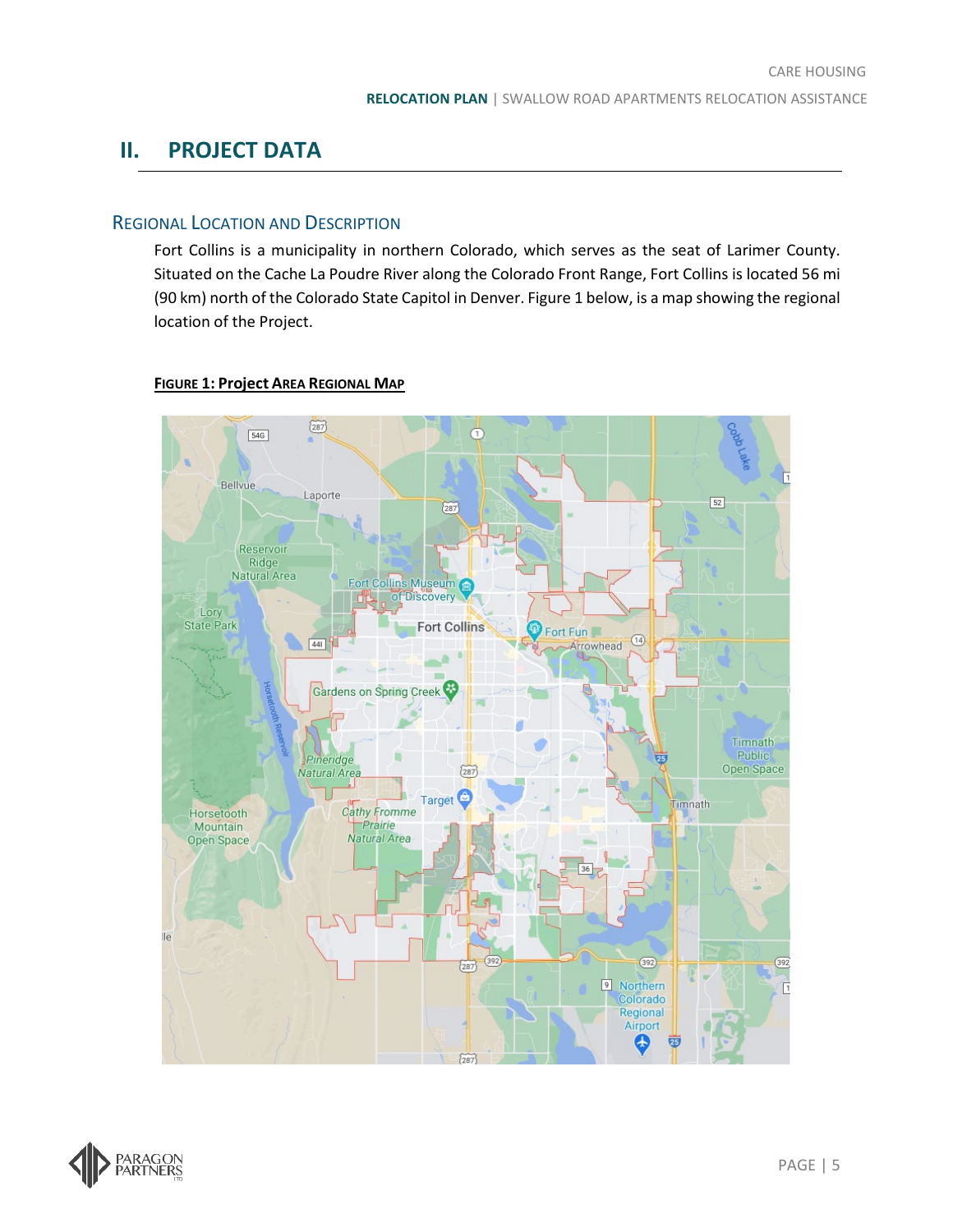# II. PROJECT DATA

## REGIONAL LOCATION AND DESCRIPTION

Fort Collins is a municipality in northern Colorado, which serves as the seat of Larimer County. Situated on the Cache La Poudre River along the Colorado Front Range, Fort Collins is located 56 mi (90 km) north of the Colorado State Capitol in Denver. Figure 1 below, is a map showing the regional location of the Project.

**FIGURE 1: Project AREA REGIONAL MAP**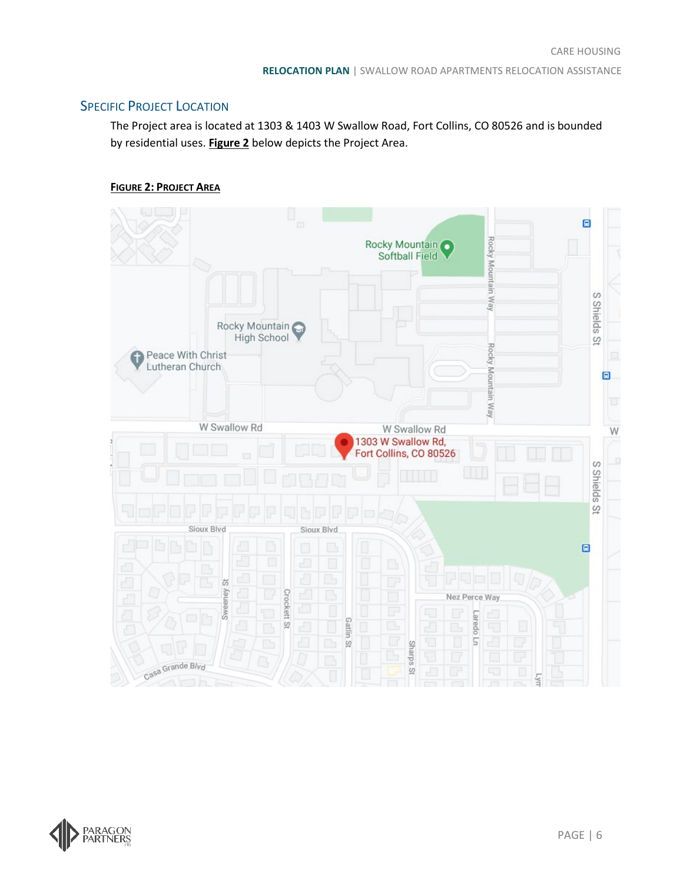## Specific Project Location

The Project area is located at 1303 & 1403 W Swallow Road, Fort Collins, CO 80526 and is bounded by residential uses. **Figure 2** below depicts the Project Area.

**Figure 2: Project Area**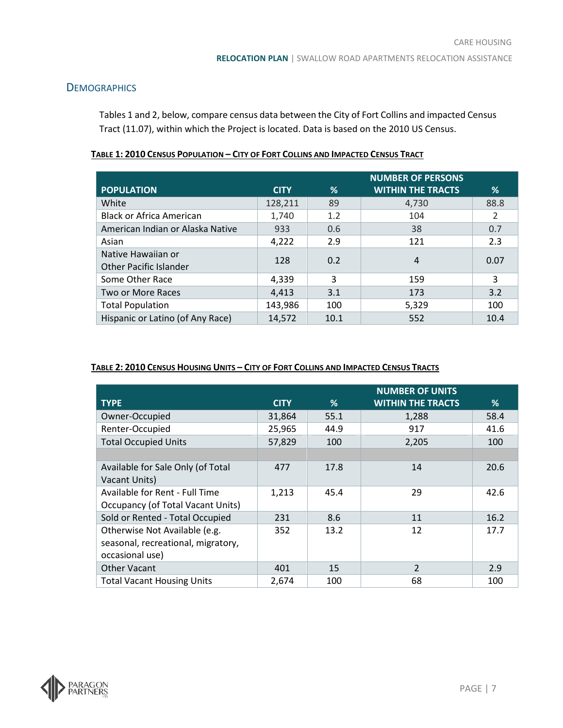## Demographics

Tables 1 and 2, below, compare census data between the City of Fort Collins and impacted Census Tract (11.07), within which the Project is located. Data is based on the 2010 US Census.

**Table 1: 2010 Census Population – City of Fort Collins and Impacted Census Tract**

| POPULATION | CITY | % | NUMBER OF PERSONS WITHIN THE TRACTS | % |
|---|---|---|---|---|
| White | 128,211 | 89 | 4,730 | 88.8 |
| Black or Africa American | 1,740 | 1.2 | 104 | 2 |
| American Indian or Alaska Native | 933 | 0.6 | 38 | 0.7 |
| Asian | 4,222 | 2.9 | 121 | 2.3 |
| Native Hawaiian or Other Pacific Islander | 128 | 0.2 | 4 | 0.07 |
| Some Other Race | 4,339 | 3 | 159 | 3 |
| Two or More Races | 4,413 | 3.1 | 173 | 3.2 |
| Total Population | 143,986 | 100 | 5,329 | 100 |
| Hispanic or Latino (of Any Race) | 14,572 | 10.1 | 552 | 10.4 |

**Table 2: 2010 Census Housing Units – City of Fort Collins and Impacted Census Tracts**

| TYPE | CITY | % | NUMBER OF UNITS WITHIN THE TRACTS | % |
|---|---|---|---|---|
| Owner-Occupied | 31,864 | 55.1 | 1,288 | 58.4 |
| Renter-Occupied | 25,965 | 44.9 | 917 | 41.6 |
| Total Occupied Units | 57,829 | 100 | 2,205 | 100 |
| | | | | |
| Available for Sale Only (of Total Vacant Units) | 477 | 17.8 | 14 | 20.6 |
| Available for Rent - Full Time Occupancy (of Total Vacant Units) | 1,213 | 45.4 | 29 | 42.6 |
| Sold or Rented - Total Occupied | 231 | 8.6 | 11 | 16.2 |
| Otherwise Not Available (e.g. seasonal, recreational, migratory, occasional use) | 352 | 13.2 | 12 | 17.7 |
| Other Vacant | 401 | 15 | 2 | 2.9 |
| Total Vacant Housing Units | 2,674 | 100 | 68 | 100 |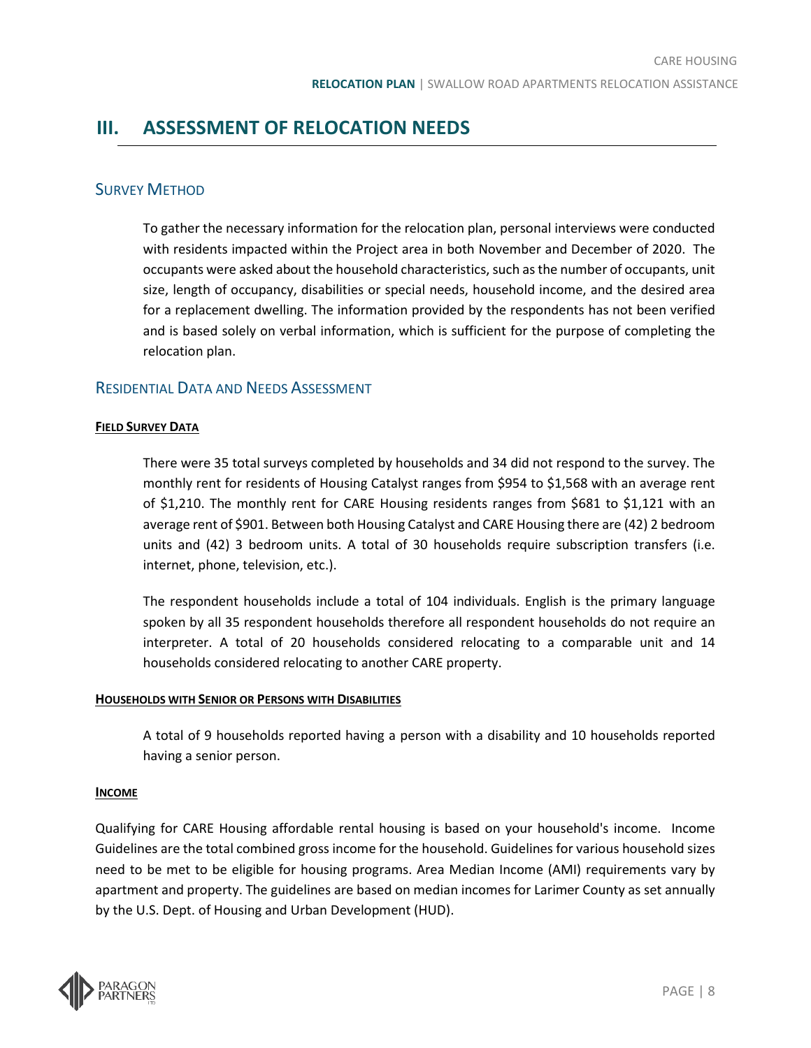# III. ASSESSMENT OF RELOCATION NEEDS

## Survey Method

To gather the necessary information for the relocation plan, personal interviews were conducted with residents impacted within the Project area in both November and December of 2020. The occupants were asked about the household characteristics, such as the number of occupants, unit size, length of occupancy, disabilities or special needs, household income, and the desired area for a replacement dwelling. The information provided by the respondents has not been verified and is based solely on verbal information, which is sufficient for the purpose of completing the relocation plan.

## Residential Data and Needs Assessment

### Field Survey Data

There were 35 total surveys completed by households and 34 did not respond to the survey. The monthly rent for residents of Housing Catalyst ranges from $954 to $1,568 with an average rent of $1,210. The monthly rent for CARE Housing residents ranges from $681 to $1,121 with an average rent of $901. Between both Housing Catalyst and CARE Housing there are (42) 2 bedroom units and (42) 3 bedroom units. A total of 30 households require subscription transfers (i.e. internet, phone, television, etc.).

The respondent households include a total of 104 individuals. English is the primary language spoken by all 35 respondent households therefore all respondent households do not require an interpreter. A total of 20 households considered relocating to a comparable unit and 14 households considered relocating to another CARE property.

### Households with Senior or Persons with Disabilities

A total of 9 households reported having a person with a disability and 10 households reported having a senior person.

### Income

Qualifying for CARE Housing affordable rental housing is based on your household's income. Income Guidelines are the total combined gross income for the household. Guidelines for various household sizes need to be met to be eligible for housing programs. Area Median Income (AMI) requirements vary by apartment and property. The guidelines are based on median incomes for Larimer County as set annually by the U.S. Dept. of Housing and Urban Development (HUD).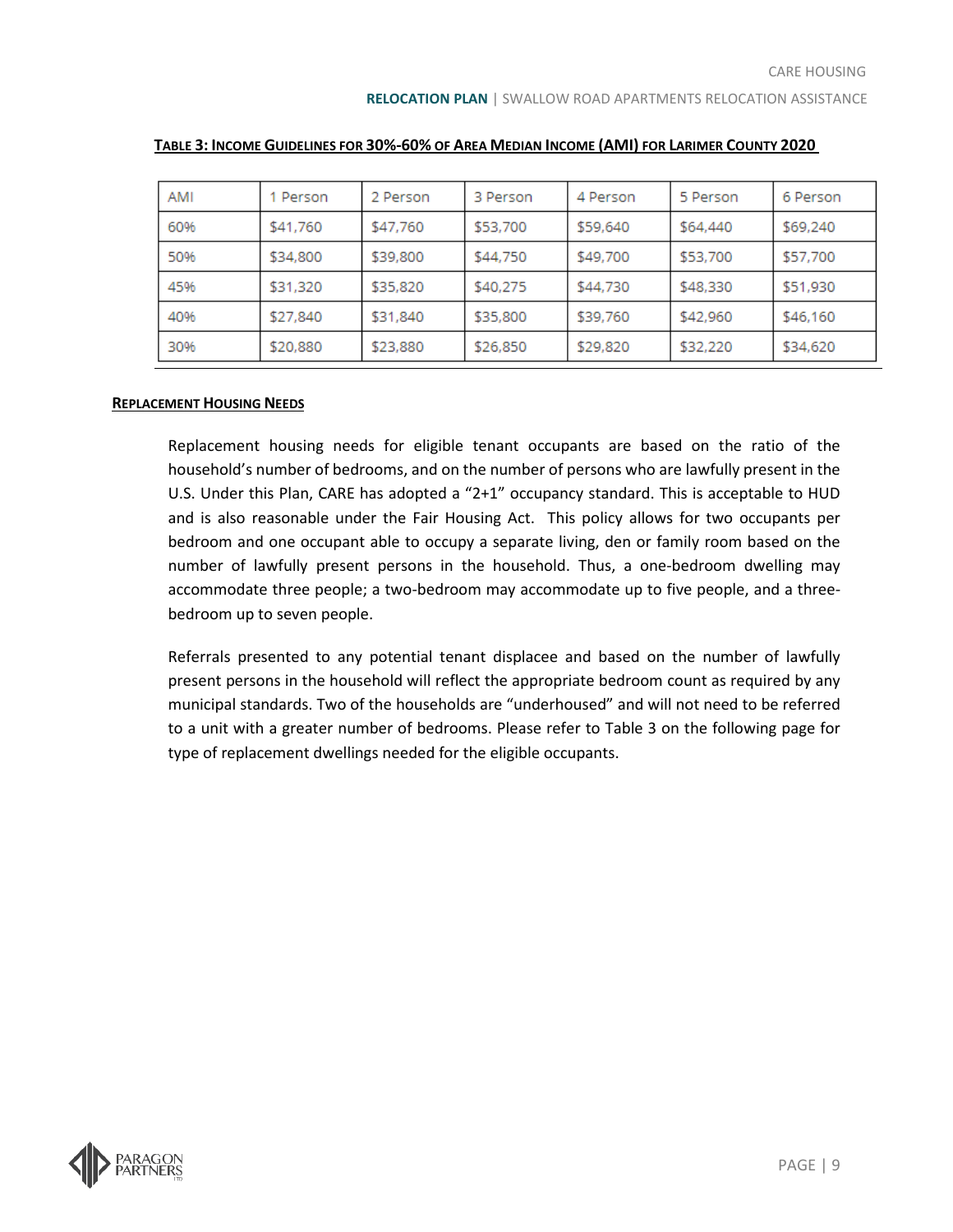**TABLE 3: INCOME GUIDELINES FOR 30%-60% OF AREA MEDIAN INCOME (AMI) FOR LARIMER COUNTY 2020**

| AMI | 1 Person | 2 Person | 3 Person | 4 Person | 5 Person | 6 Person |
|---|---|---|---|---|---|---|
| 60% | $41,760 | $47,760 | $53,700 | $59,640 | $64,440 | $69,240 |
| 50% | $34,800 | $39,800 | $44,750 | $49,700 | $53,700 | $57,700 |
| 45% | $31,320 | $35,820 | $40,275 | $44,730 | $48,330 | $51,930 |
| 40% | $27,840 | $31,840 | $35,800 | $39,760 | $42,960 | $46,160 |
| 30% | $20,880 | $23,880 | $26,850 | $29,820 | $32,220 | $34,620 |

**REPLACEMENT HOUSING NEEDS**

Replacement housing needs for eligible tenant occupants are based on the ratio of the household's number of bedrooms, and on the number of persons who are lawfully present in the U.S. Under this Plan, CARE has adopted a "2+1" occupancy standard. This is acceptable to HUD and is also reasonable under the Fair Housing Act. This policy allows for two occupants per bedroom and one occupant able to occupy a separate living, den or family room based on the number of lawfully present persons in the household. Thus, a one-bedroom dwelling may accommodate three people; a two-bedroom may accommodate up to five people, and a three-bedroom up to seven people.

Referrals presented to any potential tenant displacee and based on the number of lawfully present persons in the household will reflect the appropriate bedroom count as required by any municipal standards. Two of the households are "underhoused" and will not need to be referred to a unit with a greater number of bedrooms. Please refer to Table 3 on the following page for type of replacement dwellings needed for the eligible occupants.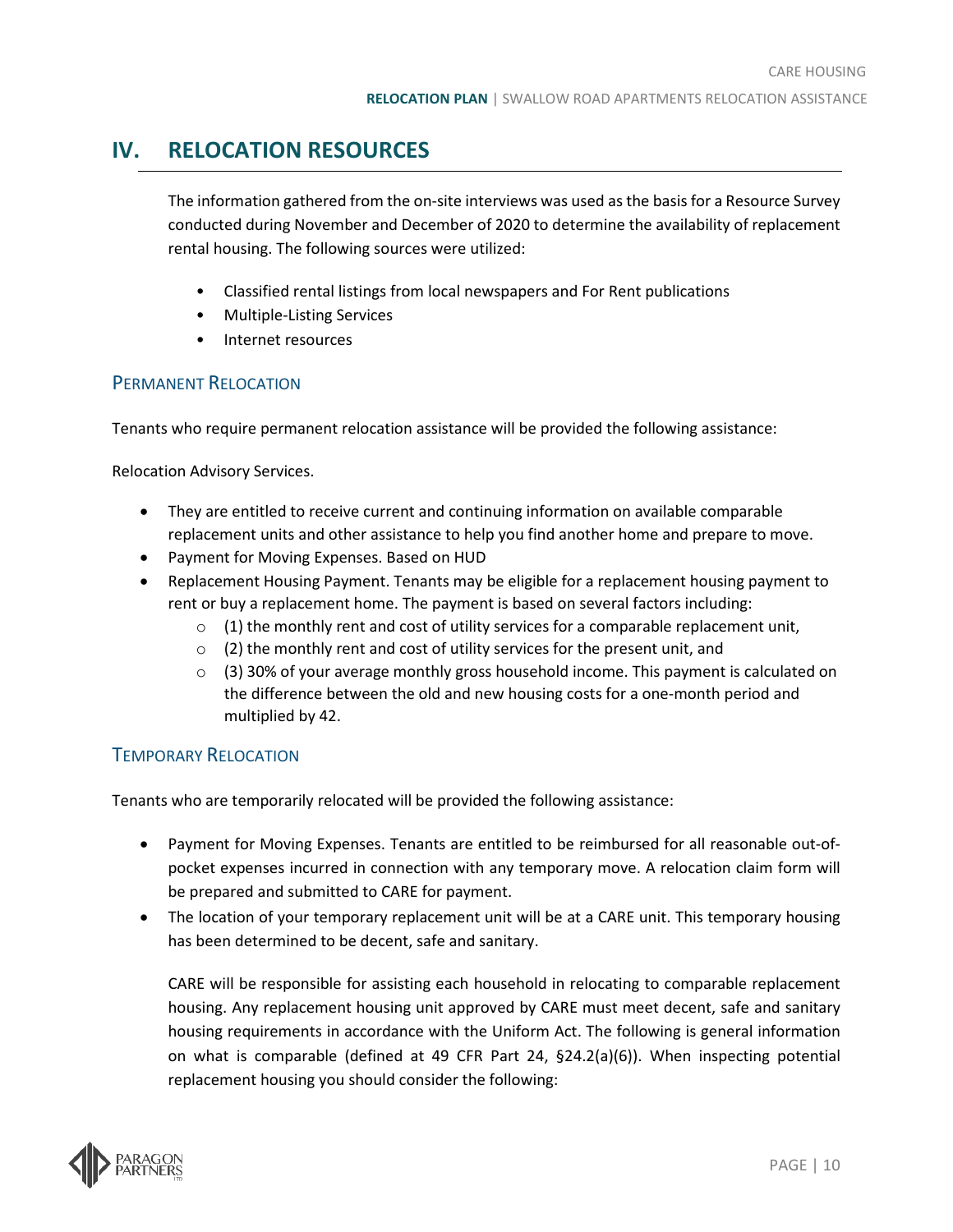## IV. RELOCATION RESOURCES

The information gathered from the on-site interviews was used as the basis for a Resource Survey conducted during November and December of 2020 to determine the availability of replacement rental housing. The following sources were utilized:

- Classified rental listings from local newspapers and For Rent publications
- Multiple-Listing Services
- Internet resources

### PERMANENT RELOCATION

Tenants who require permanent relocation assistance will be provided the following assistance:

Relocation Advisory Services.

- They are entitled to receive current and continuing information on available comparable replacement units and other assistance to help you find another home and prepare to move.
- Payment for Moving Expenses. Based on HUD
- Replacement Housing Payment. Tenants may be eligible for a replacement housing payment to rent or buy a replacement home. The payment is based on several factors including:
  - (1) the monthly rent and cost of utility services for a comparable replacement unit,
  - (2) the monthly rent and cost of utility services for the present unit, and
  - (3) 30% of your average monthly gross household income. This payment is calculated on the difference between the old and new housing costs for a one-month period and multiplied by 42.

### TEMPORARY RELOCATION

Tenants who are temporarily relocated will be provided the following assistance:

- Payment for Moving Expenses. Tenants are entitled to be reimbursed for all reasonable out-of-pocket expenses incurred in connection with any temporary move. A relocation claim form will be prepared and submitted to CARE for payment.
- The location of your temporary replacement unit will be at a CARE unit. This temporary housing has been determined to be decent, safe and sanitary.

  CARE will be responsible for assisting each household in relocating to comparable replacement housing. Any replacement housing unit approved by CARE must meet decent, safe and sanitary housing requirements in accordance with the Uniform Act. The following is general information on what is comparable (defined at 49 CFR Part 24, §24.2(a)(6)). When inspecting potential replacement housing you should consider the following: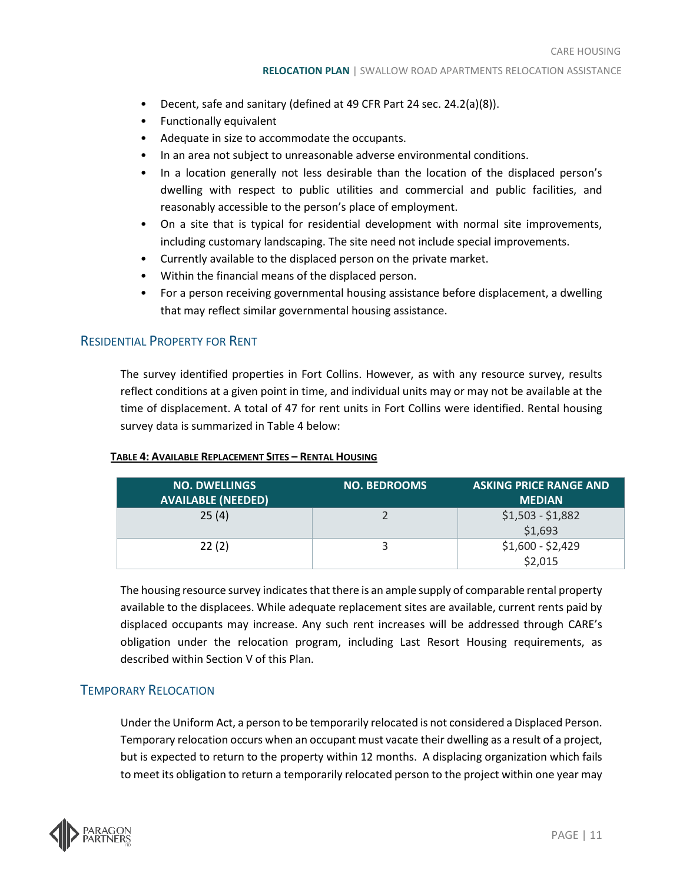- Decent, safe and sanitary (defined at 49 CFR Part 24 sec. 24.2(a)(8)).
- Functionally equivalent
- Adequate in size to accommodate the occupants.
- In an area not subject to unreasonable adverse environmental conditions.
- In a location generally not less desirable than the location of the displaced person's dwelling with respect to public utilities and commercial and public facilities, and reasonably accessible to the person's place of employment.
- On a site that is typical for residential development with normal site improvements, including customary landscaping. The site need not include special improvements.
- Currently available to the displaced person on the private market.
- Within the financial means of the displaced person.
- For a person receiving governmental housing assistance before displacement, a dwelling that may reflect similar governmental housing assistance.

## Residential Property for Rent

The survey identified properties in Fort Collins. However, as with any resource survey, results reflect conditions at a given point in time, and individual units may or may not be available at the time of displacement. A total of 47 for rent units in Fort Collins were identified. Rental housing survey data is summarized in Table 4 below:

**Table 4: Available Replacement Sites – Rental Housing**

| NO. DWELLINGS AVAILABLE (NEEDED) | NO. BEDROOMS | ASKING PRICE RANGE AND MEDIAN |
|---|---|---|
| 25 (4) | 2 | $1,503 - $1,882<br>$1,693 |
| 22 (2) | 3 | $1,600 - $2,429<br>$2,015 |

The housing resource survey indicates that there is an ample supply of comparable rental property available to the displacees. While adequate replacement sites are available, current rents paid by displaced occupants may increase. Any such rent increases will be addressed through CARE's obligation under the relocation program, including Last Resort Housing requirements, as described within Section V of this Plan.

## Temporary Relocation

Under the Uniform Act, a person to be temporarily relocated is not considered a Displaced Person. Temporary relocation occurs when an occupant must vacate their dwelling as a result of a project, but is expected to return to the property within 12 months. A displacing organization which fails to meet its obligation to return a temporarily relocated person to the project within one year may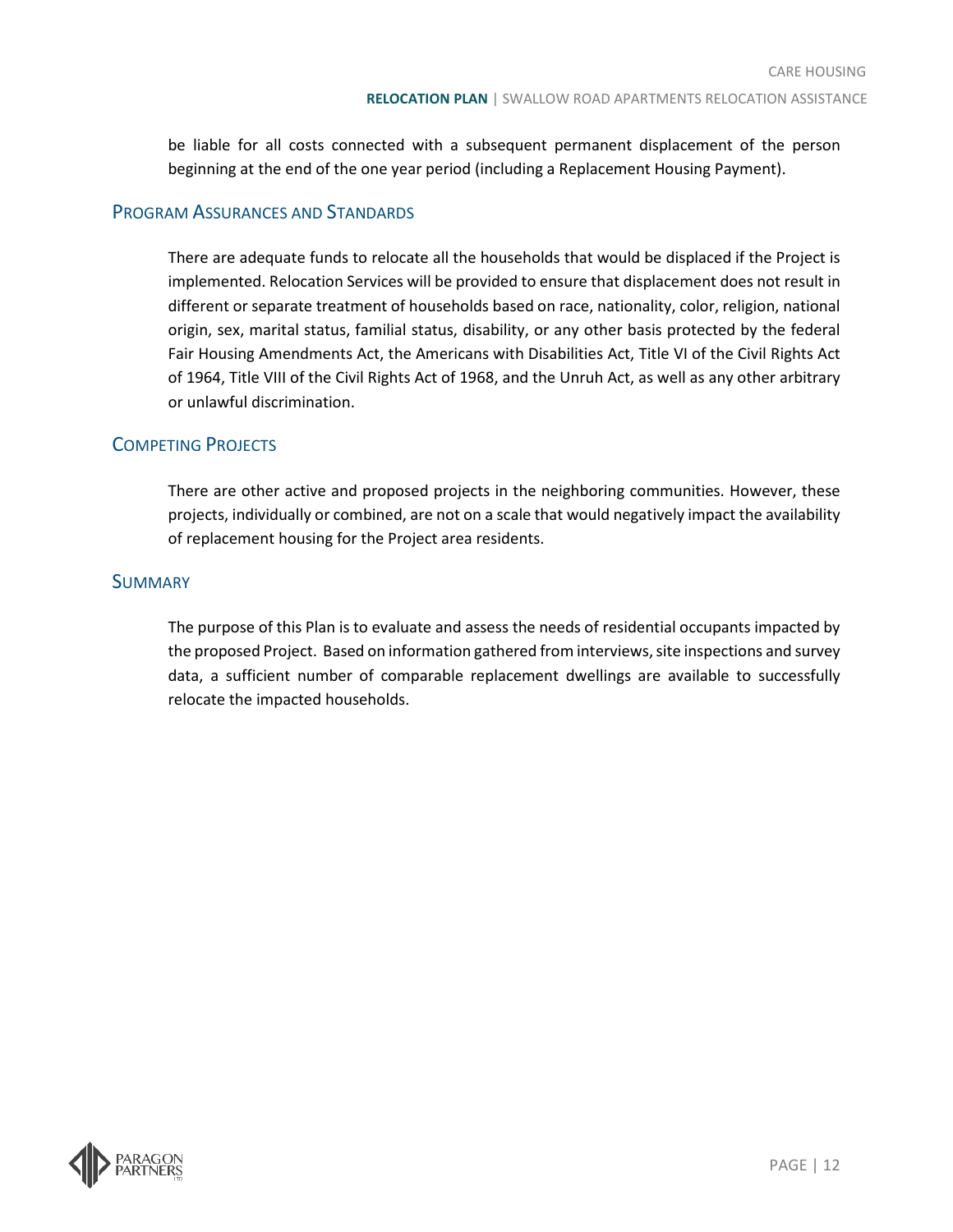be liable for all costs connected with a subsequent permanent displacement of the person beginning at the end of the one year period (including a Replacement Housing Payment).

## Program Assurances and Standards

There are adequate funds to relocate all the households that would be displaced if the Project is implemented. Relocation Services will be provided to ensure that displacement does not result in different or separate treatment of households based on race, nationality, color, religion, national origin, sex, marital status, familial status, disability, or any other basis protected by the federal Fair Housing Amendments Act, the Americans with Disabilities Act, Title VI of the Civil Rights Act of 1964, Title VIII of the Civil Rights Act of 1968, and the Unruh Act, as well as any other arbitrary or unlawful discrimination.

## Competing Projects

There are other active and proposed projects in the neighboring communities. However, these projects, individually or combined, are not on a scale that would negatively impact the availability of replacement housing for the Project area residents.

## Summary

The purpose of this Plan is to evaluate and assess the needs of residential occupants impacted by the proposed Project. Based on information gathered from interviews, site inspections and survey data, a sufficient number of comparable replacement dwellings are available to successfully relocate the impacted households.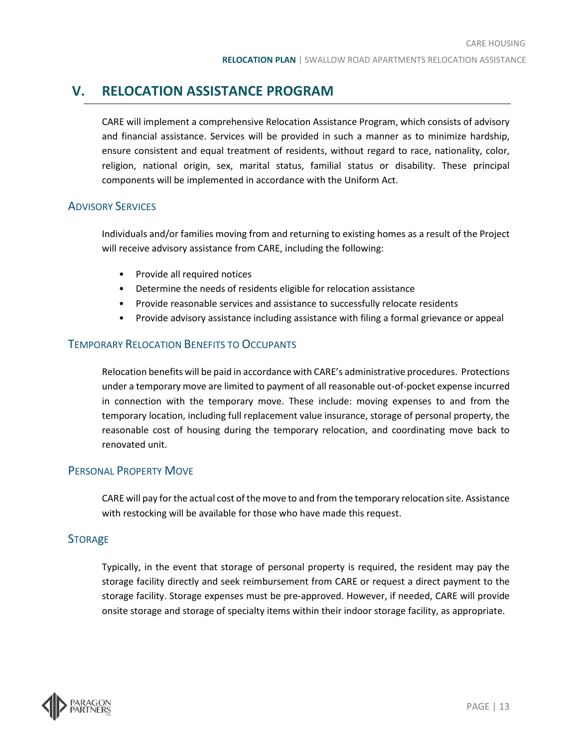# V. RELOCATION ASSISTANCE PROGRAM

CARE will implement a comprehensive Relocation Assistance Program, which consists of advisory and financial assistance. Services will be provided in such a manner as to minimize hardship, ensure consistent and equal treatment of residents, without regard to race, nationality, color, religion, national origin, sex, marital status, familial status or disability. These principal components will be implemented in accordance with the Uniform Act.

## Advisory Services

Individuals and/or families moving from and returning to existing homes as a result of the Project will receive advisory assistance from CARE, including the following:

- Provide all required notices
- Determine the needs of residents eligible for relocation assistance
- Provide reasonable services and assistance to successfully relocate residents
- Provide advisory assistance including assistance with filing a formal grievance or appeal

## Temporary Relocation Benefits to Occupants

Relocation benefits will be paid in accordance with CARE's administrative procedures. Protections under a temporary move are limited to payment of all reasonable out-of-pocket expense incurred in connection with the temporary move. These include: moving expenses to and from the temporary location, including full replacement value insurance, storage of personal property, the reasonable cost of housing during the temporary relocation, and coordinating move back to renovated unit.

## Personal Property Move

CARE will pay for the actual cost of the move to and from the temporary relocation site. Assistance with restocking will be available for those who have made this request.

## Storage

Typically, in the event that storage of personal property is required, the resident may pay the storage facility directly and seek reimbursement from CARE or request a direct payment to the storage facility. Storage expenses must be pre-approved. However, if needed, CARE will provide onsite storage and storage of specialty items within their indoor storage facility, as appropriate.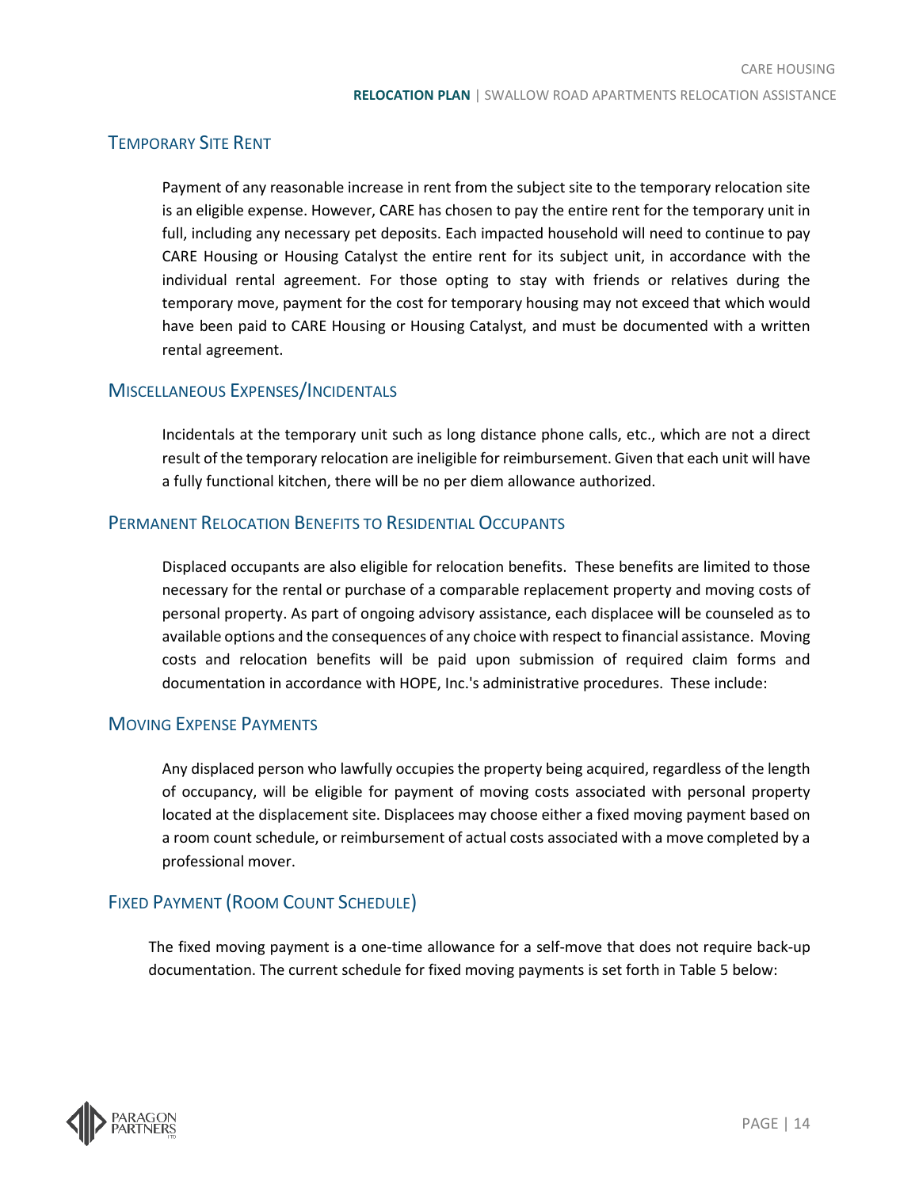## Temporary Site Rent

Payment of any reasonable increase in rent from the subject site to the temporary relocation site is an eligible expense. However, CARE has chosen to pay the entire rent for the temporary unit in full, including any necessary pet deposits. Each impacted household will need to continue to pay CARE Housing or Housing Catalyst the entire rent for its subject unit, in accordance with the individual rental agreement. For those opting to stay with friends or relatives during the temporary move, payment for the cost for temporary housing may not exceed that which would have been paid to CARE Housing or Housing Catalyst, and must be documented with a written rental agreement.

## Miscellaneous Expenses/Incidentals

Incidentals at the temporary unit such as long distance phone calls, etc., which are not a direct result of the temporary relocation are ineligible for reimbursement. Given that each unit will have a fully functional kitchen, there will be no per diem allowance authorized.

## Permanent Relocation Benefits to Residential Occupants

Displaced occupants are also eligible for relocation benefits. These benefits are limited to those necessary for the rental or purchase of a comparable replacement property and moving costs of personal property. As part of ongoing advisory assistance, each displacee will be counseled as to available options and the consequences of any choice with respect to financial assistance. Moving costs and relocation benefits will be paid upon submission of required claim forms and documentation in accordance with HOPE, Inc.'s administrative procedures. These include:

## Moving Expense Payments

Any displaced person who lawfully occupies the property being acquired, regardless of the length of occupancy, will be eligible for payment of moving costs associated with personal property located at the displacement site. Displacees may choose either a fixed moving payment based on a room count schedule, or reimbursement of actual costs associated with a move completed by a professional mover.

## Fixed Payment (Room Count Schedule)

The fixed moving payment is a one-time allowance for a self-move that does not require back-up documentation. The current schedule for fixed moving payments is set forth in Table 5 below: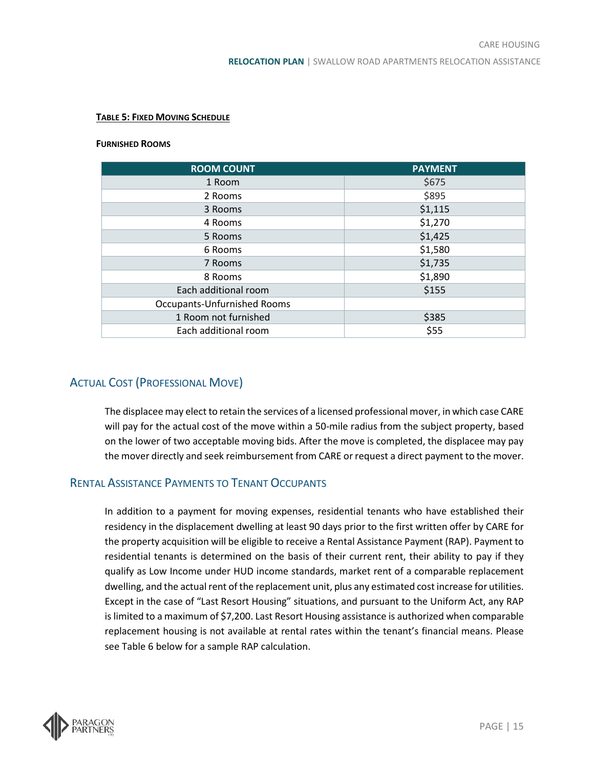**Table 5: Fixed Moving Schedule**

**Furnished Rooms**

| ROOM COUNT | PAYMENT |
| --- | --- |
| 1 Room | $675 |
| 2 Rooms | $895 |
| 3 Rooms | $1,115 |
| 4 Rooms | $1,270 |
| 5 Rooms | $1,425 |
| 6 Rooms | $1,580 |
| 7 Rooms | $1,735 |
| 8 Rooms | $1,890 |
| Each additional room | $155 |
| Occupants-Unfurnished Rooms | |
| 1 Room not furnished | $385 |
| Each additional room | $55 |

## Actual Cost (Professional Move)

The displacee may elect to retain the services of a licensed professional mover, in which case CARE will pay for the actual cost of the move within a 50-mile radius from the subject property, based on the lower of two acceptable moving bids. After the move is completed, the displacee may pay the mover directly and seek reimbursement from CARE or request a direct payment to the mover.

## Rental Assistance Payments to Tenant Occupants

In addition to a payment for moving expenses, residential tenants who have established their residency in the displacement dwelling at least 90 days prior to the first written offer by CARE for the property acquisition will be eligible to receive a Rental Assistance Payment (RAP). Payment to residential tenants is determined on the basis of their current rent, their ability to pay if they qualify as Low Income under HUD income standards, market rent of a comparable replacement dwelling, and the actual rent of the replacement unit, plus any estimated cost increase for utilities. Except in the case of "Last Resort Housing" situations, and pursuant to the Uniform Act, any RAP is limited to a maximum of $7,200. Last Resort Housing assistance is authorized when comparable replacement housing is not available at rental rates within the tenant's financial means. Please see Table 6 below for a sample RAP calculation.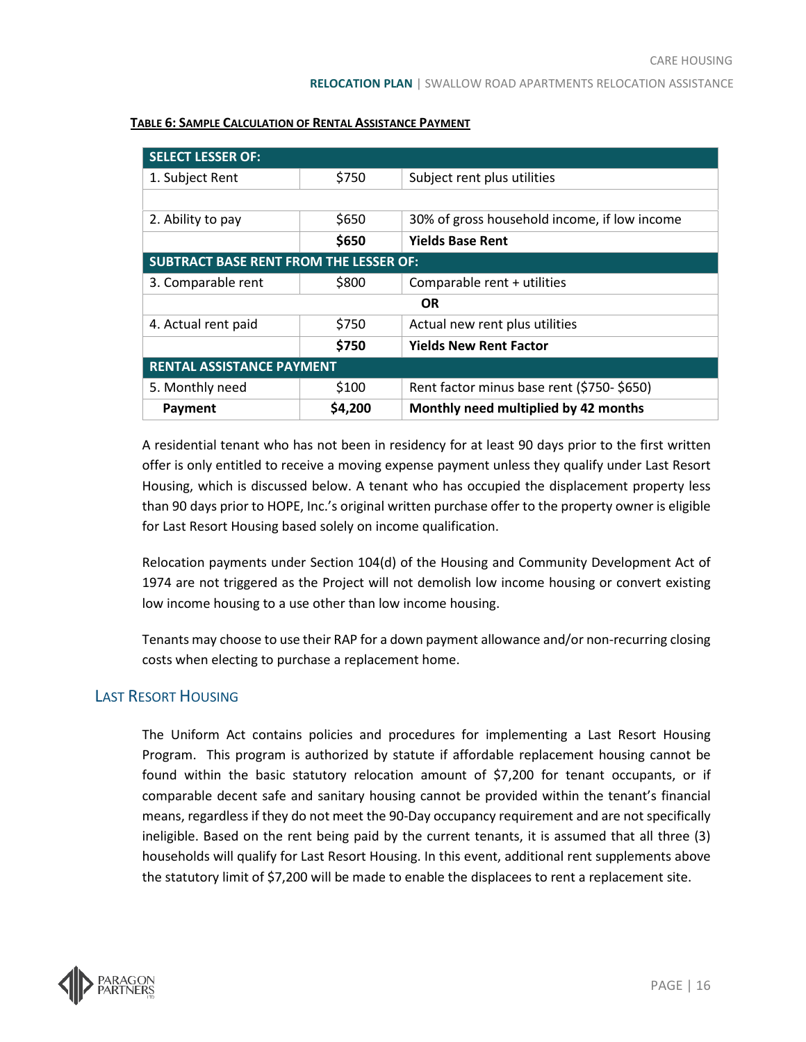**TABLE 6: SAMPLE CALCULATION OF RENTAL ASSISTANCE PAYMENT**

| **SELECT LESSER OF:** | | |
|---|---|---|
| 1. Subject Rent | $750 | Subject rent plus utilities |
| | | |
| 2. Ability to pay | $650 | 30% of gross household income, if low income |
| | **$650** | **Yields Base Rent** |
| **SUBTRACT BASE RENT FROM THE LESSER OF:** | | |
| 3. Comparable rent | $800 | Comparable rent + utilities |
| | **OR** | |
| 4. Actual rent paid | $750 | Actual new rent plus utilities |
| | **$750** | **Yields New Rent Factor** |
| **RENTAL ASSISTANCE PAYMENT** | | |
| 5. Monthly need | $100 | Rent factor minus base rent ($750- $650) |
| **Payment** | **$4,200** | **Monthly need multiplied by 42 months** |

A residential tenant who has not been in residency for at least 90 days prior to the first written offer is only entitled to receive a moving expense payment unless they qualify under Last Resort Housing, which is discussed below. A tenant who has occupied the displacement property less than 90 days prior to HOPE, Inc.'s original written purchase offer to the property owner is eligible for Last Resort Housing based solely on income qualification.

Relocation payments under Section 104(d) of the Housing and Community Development Act of 1974 are not triggered as the Project will not demolish low income housing or convert existing low income housing to a use other than low income housing.

Tenants may choose to use their RAP for a down payment allowance and/or non-recurring closing costs when electing to purchase a replacement home.

## LAST RESORT HOUSING

The Uniform Act contains policies and procedures for implementing a Last Resort Housing Program. This program is authorized by statute if affordable replacement housing cannot be found within the basic statutory relocation amount of $7,200 for tenant occupants, or if comparable decent safe and sanitary housing cannot be provided within the tenant's financial means, regardless if they do not meet the 90-Day occupancy requirement and are not specifically ineligible. Based on the rent being paid by the current tenants, it is assumed that all three (3) households will qualify for Last Resort Housing. In this event, additional rent supplements above the statutory limit of $7,200 will be made to enable the displacees to rent a replacement site.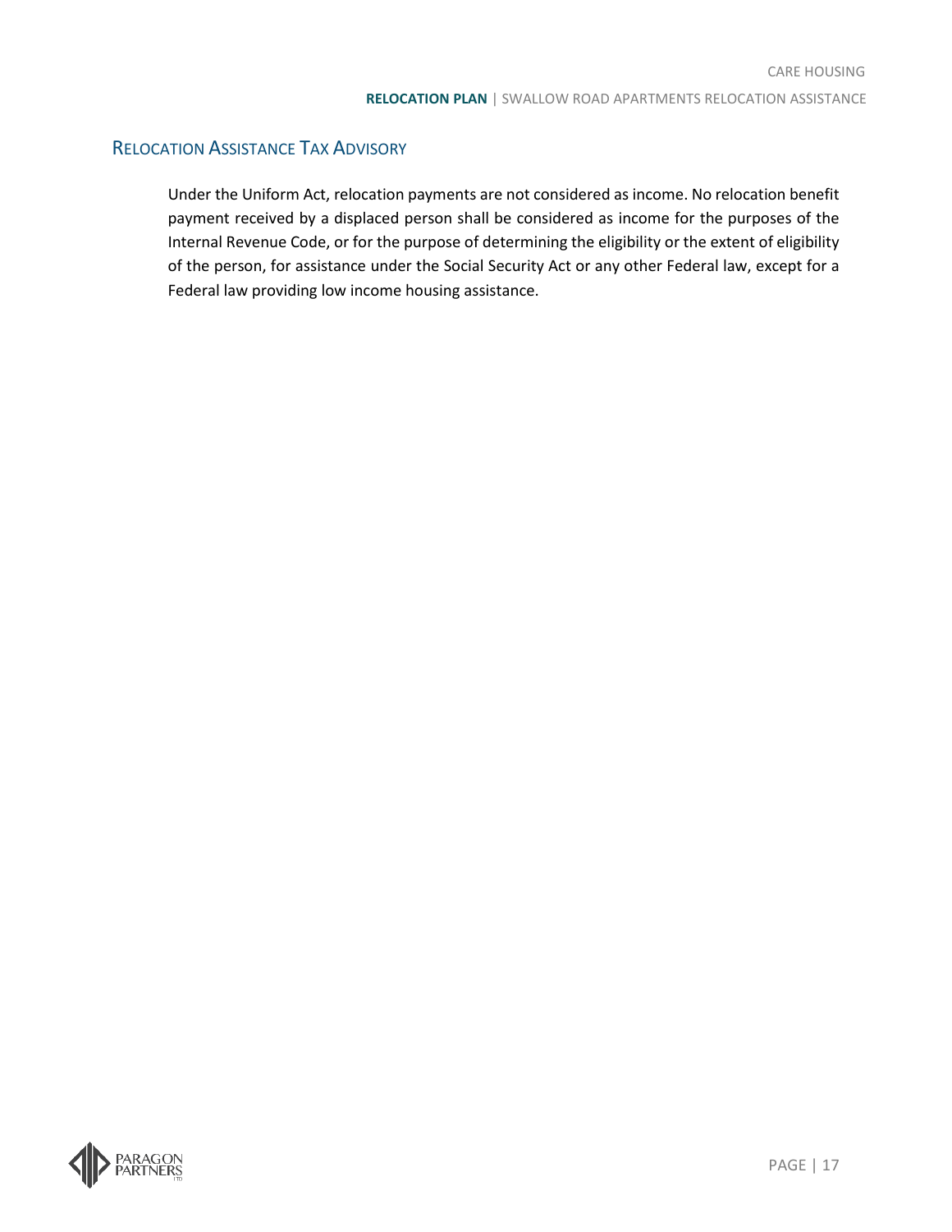## Relocation Assistance Tax Advisory

Under the Uniform Act, relocation payments are not considered as income. No relocation benefit payment received by a displaced person shall be considered as income for the purposes of the Internal Revenue Code, or for the purpose of determining the eligibility or the extent of eligibility of the person, for assistance under the Social Security Act or any other Federal law, except for a Federal law providing low income housing assistance.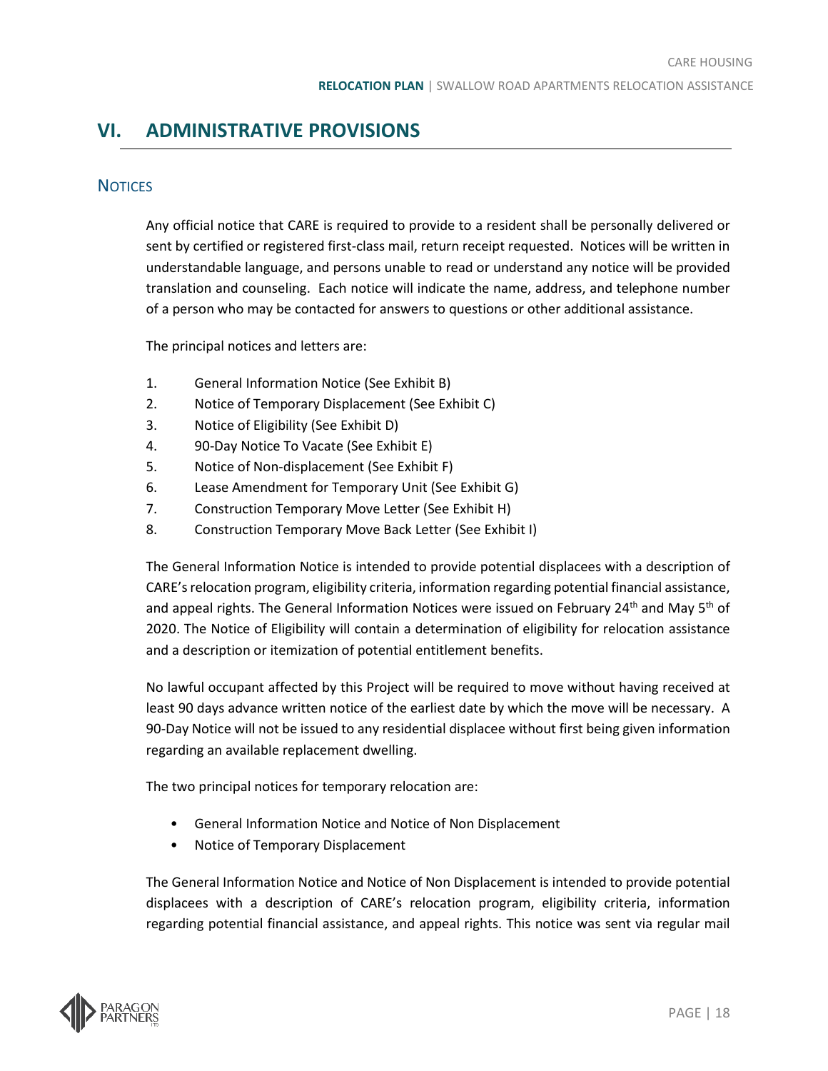# VI. ADMINISTRATIVE PROVISIONS

## Notices

Any official notice that CARE is required to provide to a resident shall be personally delivered or sent by certified or registered first-class mail, return receipt requested. Notices will be written in understandable language, and persons unable to read or understand any notice will be provided translation and counseling. Each notice will indicate the name, address, and telephone number of a person who may be contacted for answers to questions or other additional assistance.

The principal notices and letters are:

1. General Information Notice (See Exhibit B)
2. Notice of Temporary Displacement (See Exhibit C)
3. Notice of Eligibility (See Exhibit D)
4. 90-Day Notice To Vacate (See Exhibit E)
5. Notice of Non-displacement (See Exhibit F)
6. Lease Amendment for Temporary Unit (See Exhibit G)
7. Construction Temporary Move Letter (See Exhibit H)
8. Construction Temporary Move Back Letter (See Exhibit I)

The General Information Notice is intended to provide potential displacees with a description of CARE's relocation program, eligibility criteria, information regarding potential financial assistance, and appeal rights. The General Information Notices were issued on February 24th and May 5th of 2020. The Notice of Eligibility will contain a determination of eligibility for relocation assistance and a description or itemization of potential entitlement benefits.

No lawful occupant affected by this Project will be required to move without having received at least 90 days advance written notice of the earliest date by which the move will be necessary. A 90-Day Notice will not be issued to any residential displacee without first being given information regarding an available replacement dwelling.

The two principal notices for temporary relocation are:

- General Information Notice and Notice of Non Displacement
- Notice of Temporary Displacement

The General Information Notice and Notice of Non Displacement is intended to provide potential displacees with a description of CARE's relocation program, eligibility criteria, information regarding potential financial assistance, and appeal rights. This notice was sent via regular mail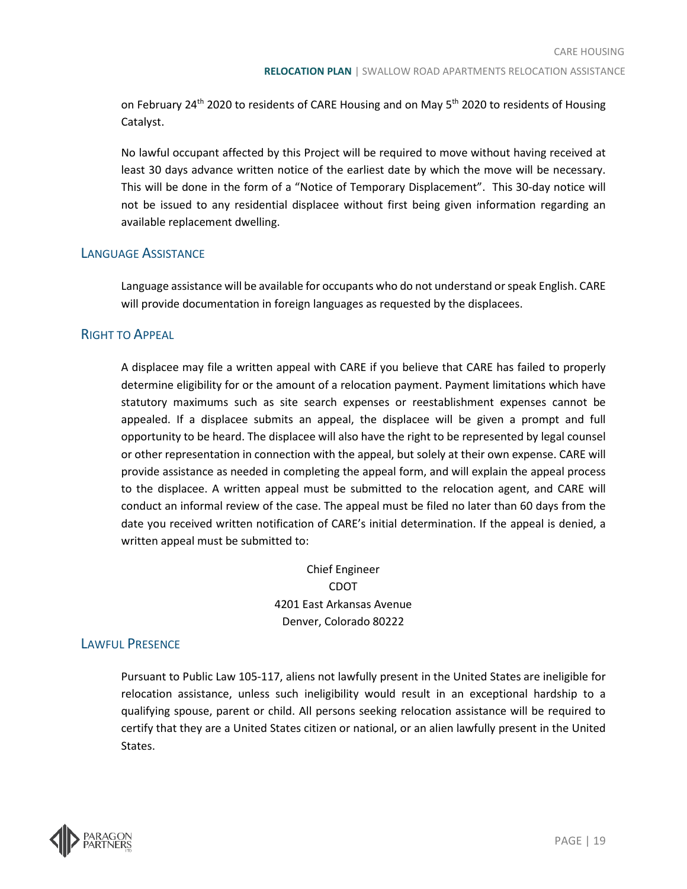on February 24th 2020 to residents of CARE Housing and on May 5th 2020 to residents of Housing Catalyst.

No lawful occupant affected by this Project will be required to move without having received at least 30 days advance written notice of the earliest date by which the move will be necessary. This will be done in the form of a "Notice of Temporary Displacement". This 30-day notice will not be issued to any residential displacee without first being given information regarding an available replacement dwelling.

## Language Assistance

Language assistance will be available for occupants who do not understand or speak English. CARE will provide documentation in foreign languages as requested by the displacees.

## Right to Appeal

A displacee may file a written appeal with CARE if you believe that CARE has failed to properly determine eligibility for or the amount of a relocation payment. Payment limitations which have statutory maximums such as site search expenses or reestablishment expenses cannot be appealed. If a displacee submits an appeal, the displacee will be given a prompt and full opportunity to be heard. The displacee will also have the right to be represented by legal counsel or other representation in connection with the appeal, but solely at their own expense. CARE will provide assistance as needed in completing the appeal form, and will explain the appeal process to the displacee. A written appeal must be submitted to the relocation agent, and CARE will conduct an informal review of the case. The appeal must be filed no later than 60 days from the date you received written notification of CARE's initial determination. If the appeal is denied, a written appeal must be submitted to:

Chief Engineer
CDOT
4201 East Arkansas Avenue
Denver, Colorado 80222

## Lawful Presence

Pursuant to Public Law 105-117, aliens not lawfully present in the United States are ineligible for relocation assistance, unless such ineligibility would result in an exceptional hardship to a qualifying spouse, parent or child. All persons seeking relocation assistance will be required to certify that they are a United States citizen or national, or an alien lawfully present in the United States.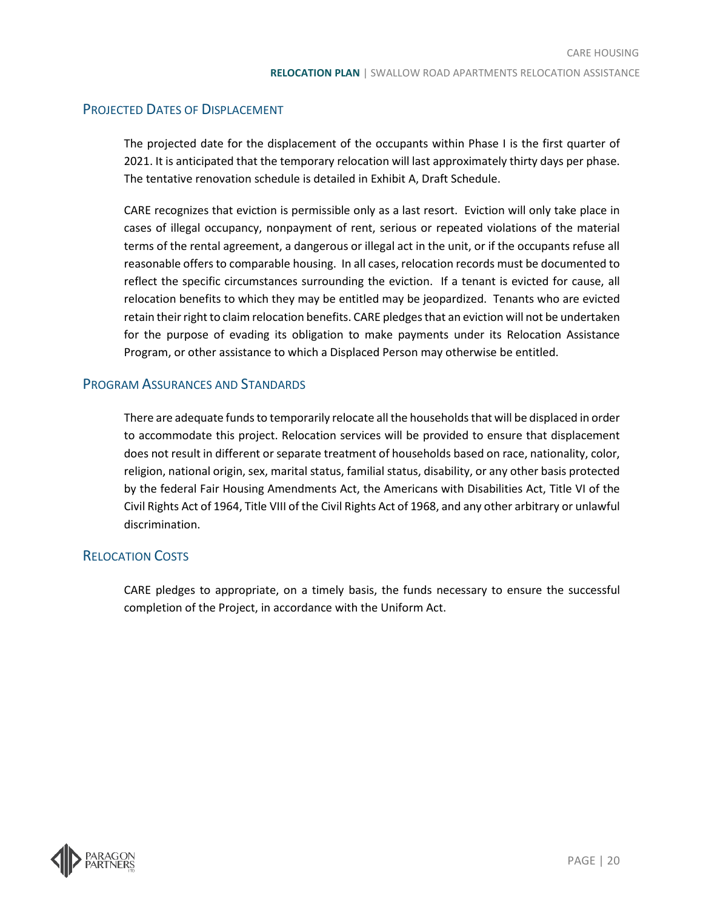## Projected Dates of Displacement

The projected date for the displacement of the occupants within Phase I is the first quarter of 2021. It is anticipated that the temporary relocation will last approximately thirty days per phase. The tentative renovation schedule is detailed in Exhibit A, Draft Schedule.

CARE recognizes that eviction is permissible only as a last resort. Eviction will only take place in cases of illegal occupancy, nonpayment of rent, serious or repeated violations of the material terms of the rental agreement, a dangerous or illegal act in the unit, or if the occupants refuse all reasonable offers to comparable housing. In all cases, relocation records must be documented to reflect the specific circumstances surrounding the eviction. If a tenant is evicted for cause, all relocation benefits to which they may be entitled may be jeopardized. Tenants who are evicted retain their right to claim relocation benefits. CARE pledges that an eviction will not be undertaken for the purpose of evading its obligation to make payments under its Relocation Assistance Program, or other assistance to which a Displaced Person may otherwise be entitled.

## Program Assurances and Standards

There are adequate funds to temporarily relocate all the households that will be displaced in order to accommodate this project. Relocation services will be provided to ensure that displacement does not result in different or separate treatment of households based on race, nationality, color, religion, national origin, sex, marital status, familial status, disability, or any other basis protected by the federal Fair Housing Amendments Act, the Americans with Disabilities Act, Title VI of the Civil Rights Act of 1964, Title VIII of the Civil Rights Act of 1968, and any other arbitrary or unlawful discrimination.

## Relocation Costs

CARE pledges to appropriate, on a timely basis, the funds necessary to ensure the successful completion of the Project, in accordance with the Uniform Act.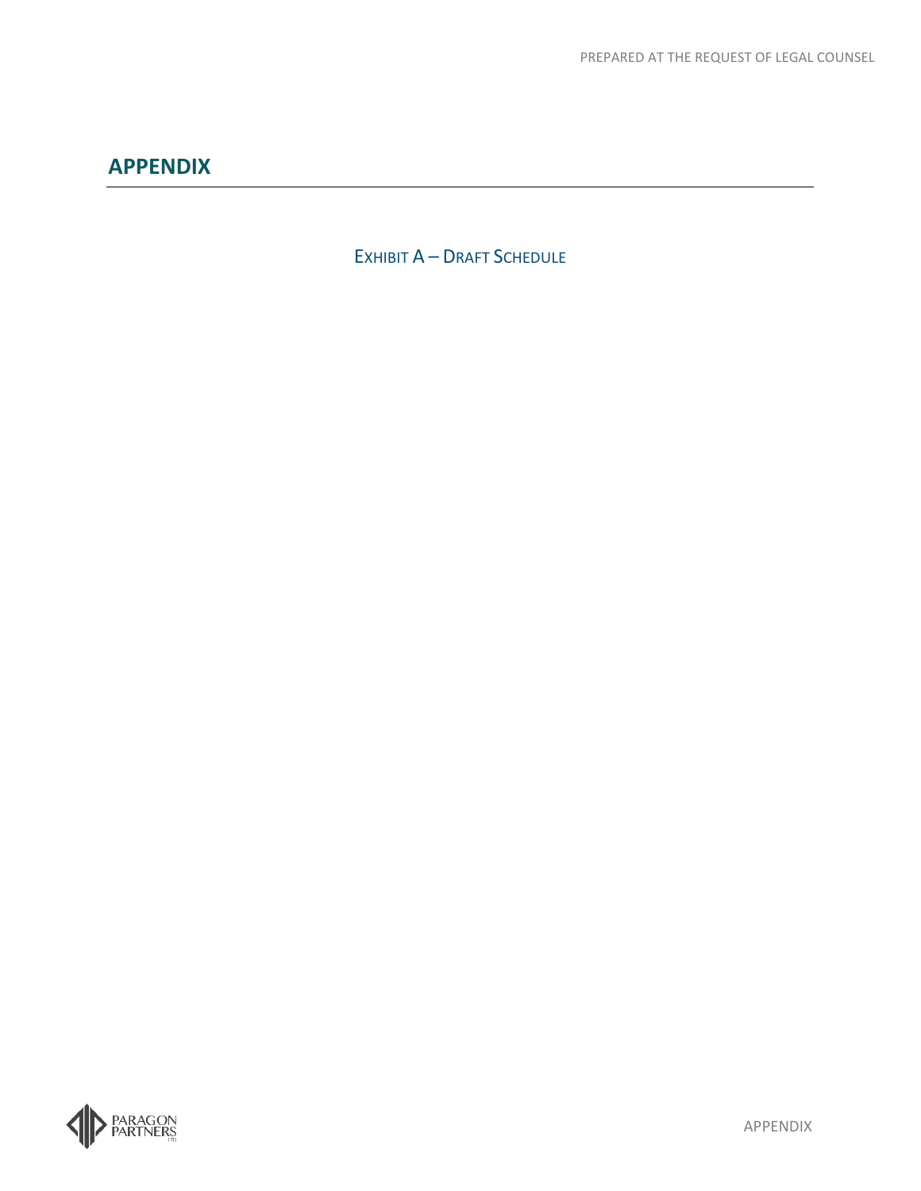# APPENDIX

## Exhibit A – Draft Schedule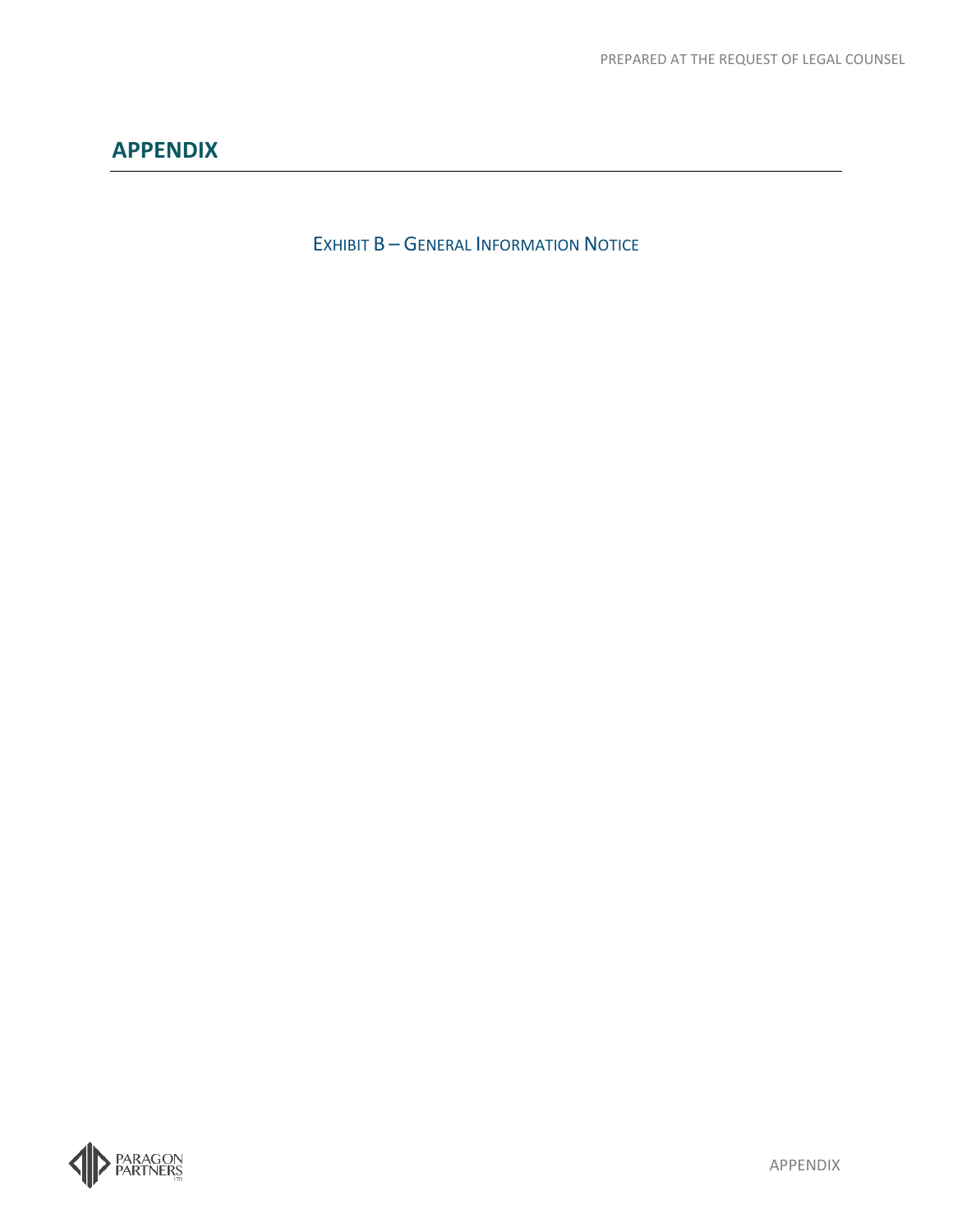# APPENDIX

EXHIBIT B – GENERAL INFORMATION NOTICE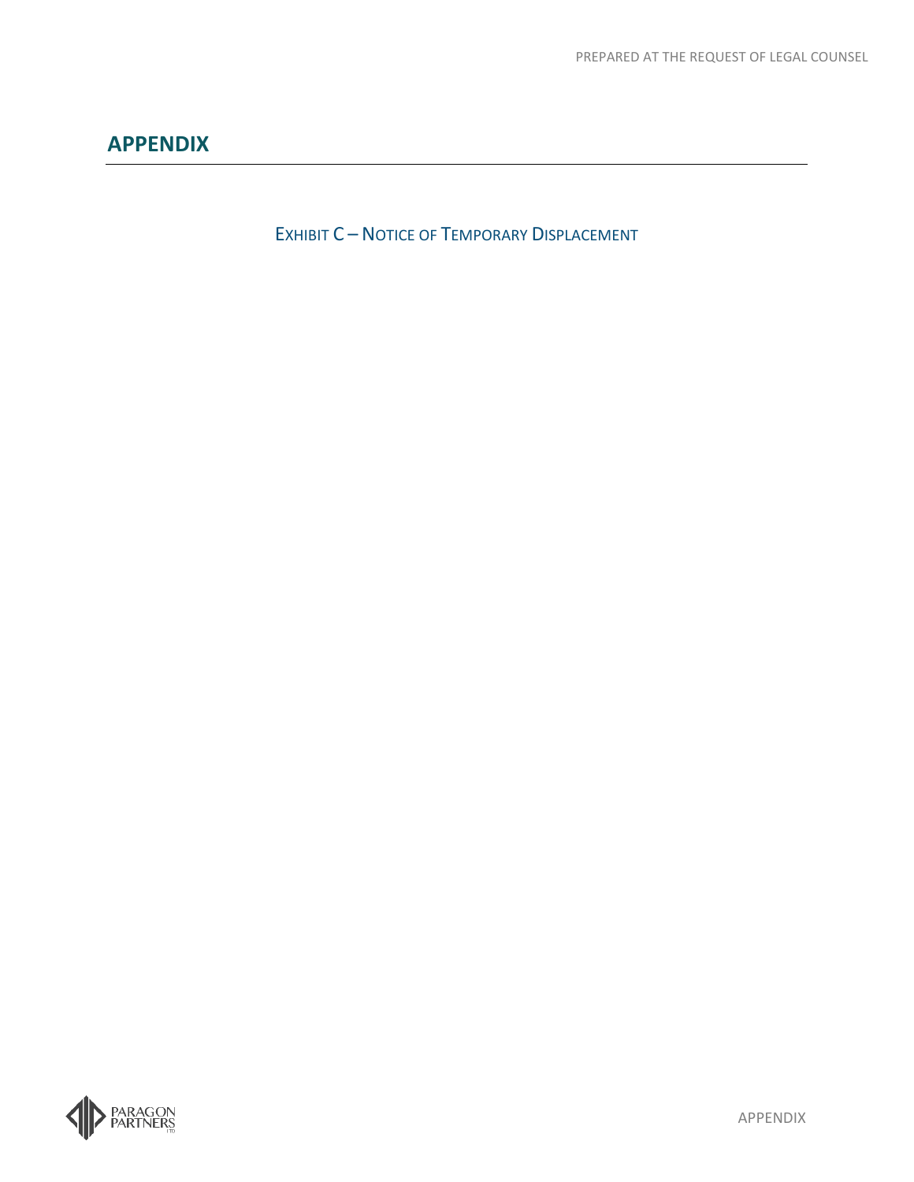# APPENDIX

## Exhibit C – Notice of Temporary Displacement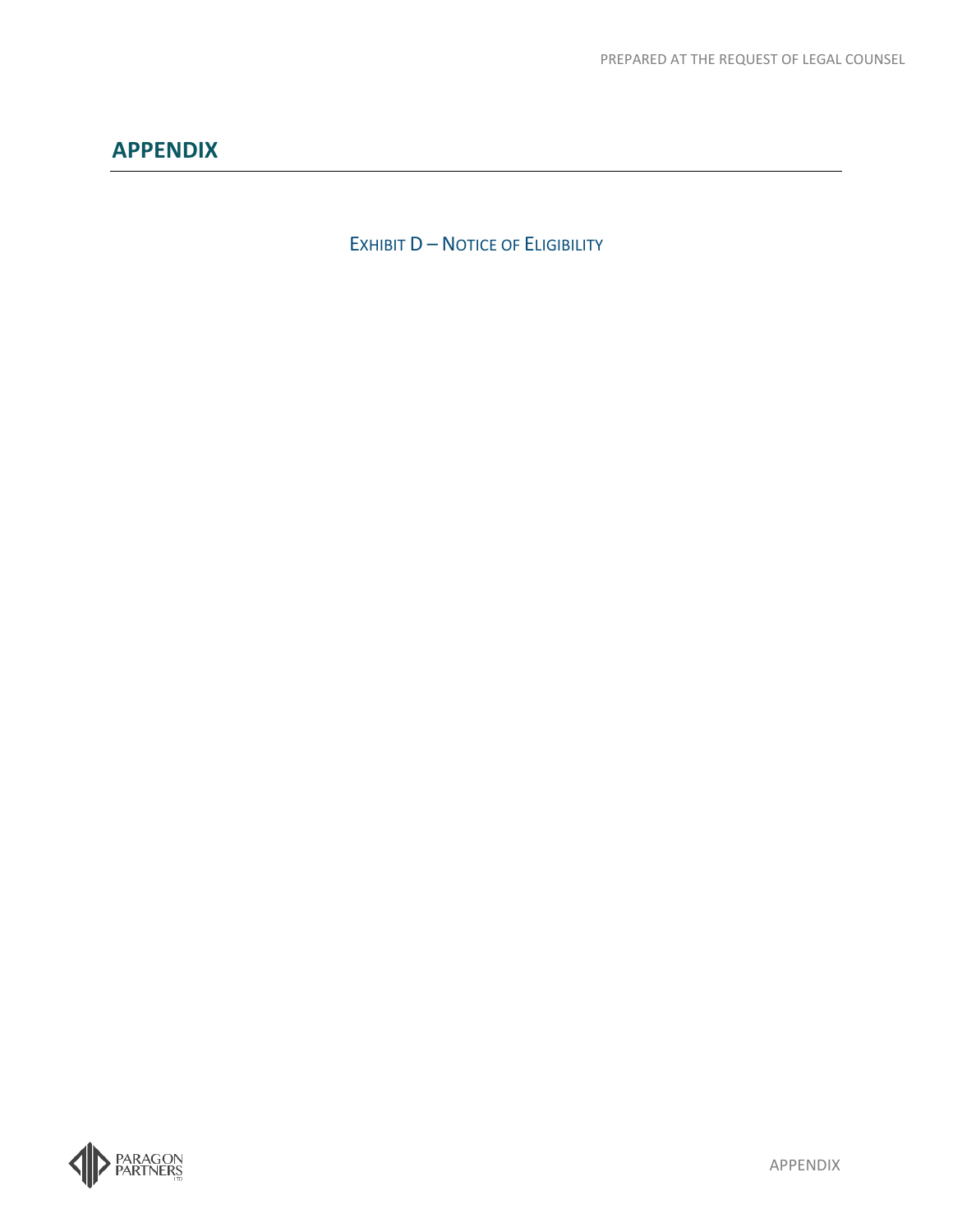# APPENDIX

## Exhibit D – Notice of Eligibility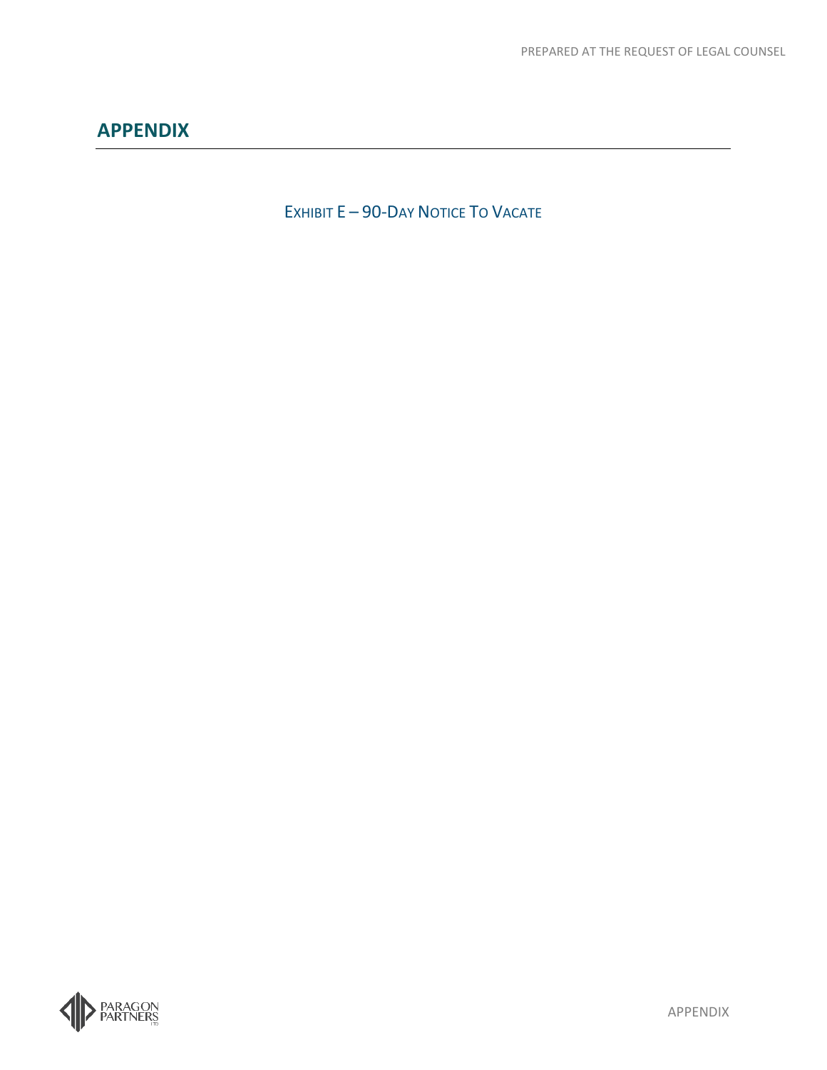# APPENDIX

## EXHIBIT E – 90-DAY NOTICE TO VACATE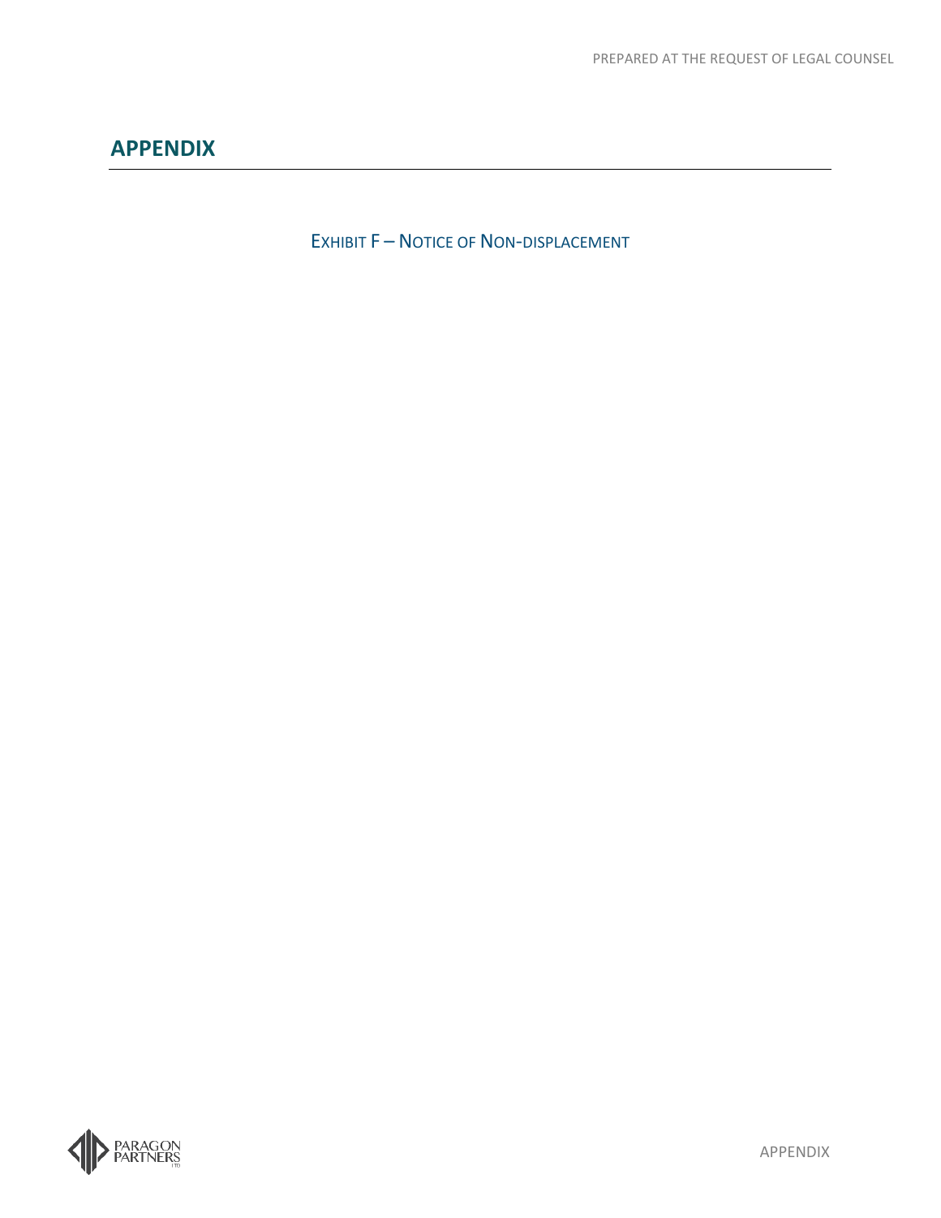## APPENDIX

EXHIBIT F – NOTICE OF NON-DISPLACEMENT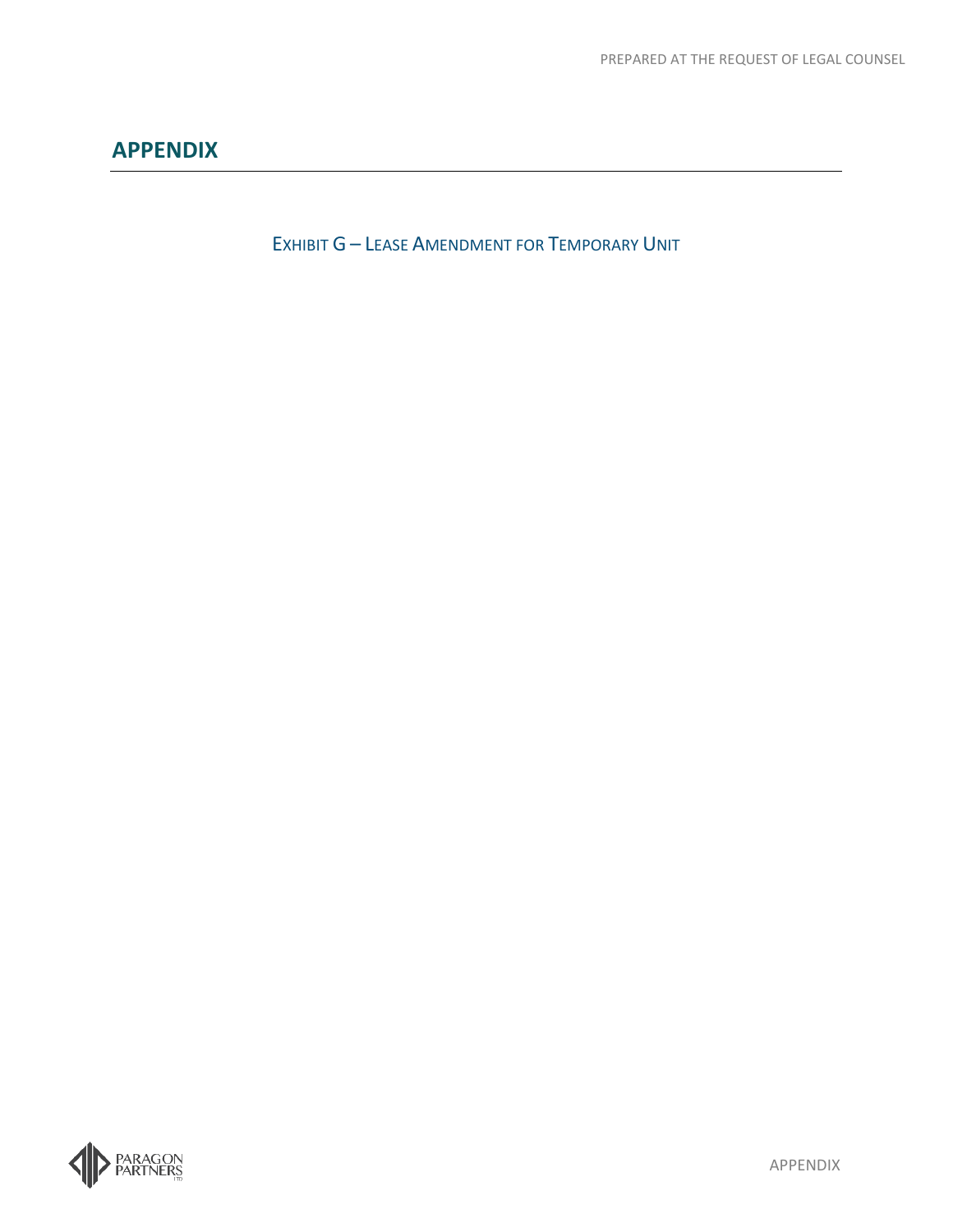## APPENDIX

### Exhibit G – Lease Amendment for Temporary Unit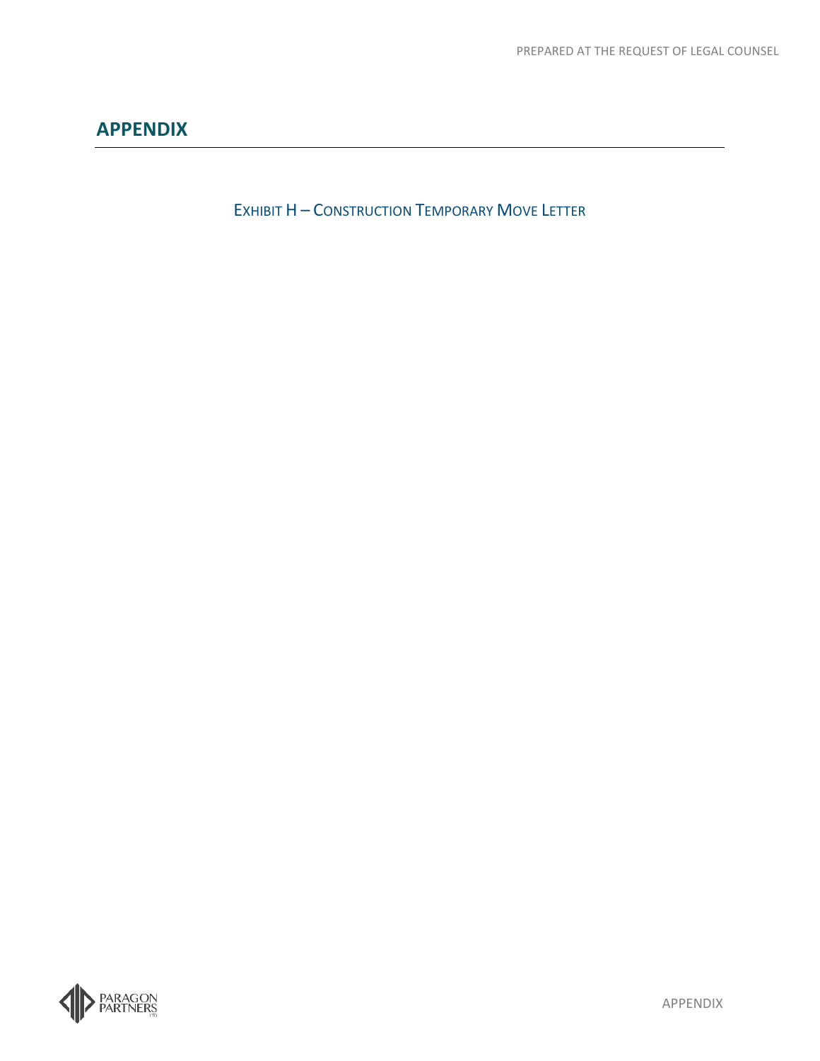# APPENDIX

EXHIBIT H – CONSTRUCTION TEMPORARY MOVE LETTER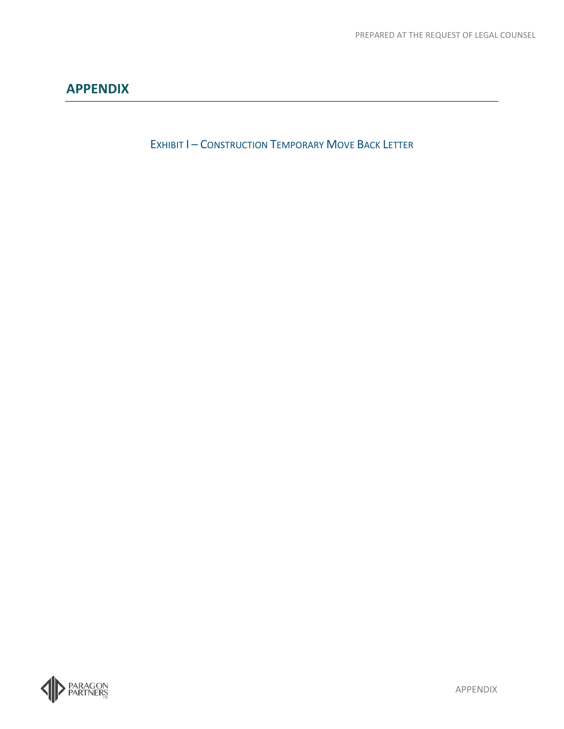## APPENDIX

EXHIBIT I – CONSTRUCTION TEMPORARY MOVE BACK LETTER